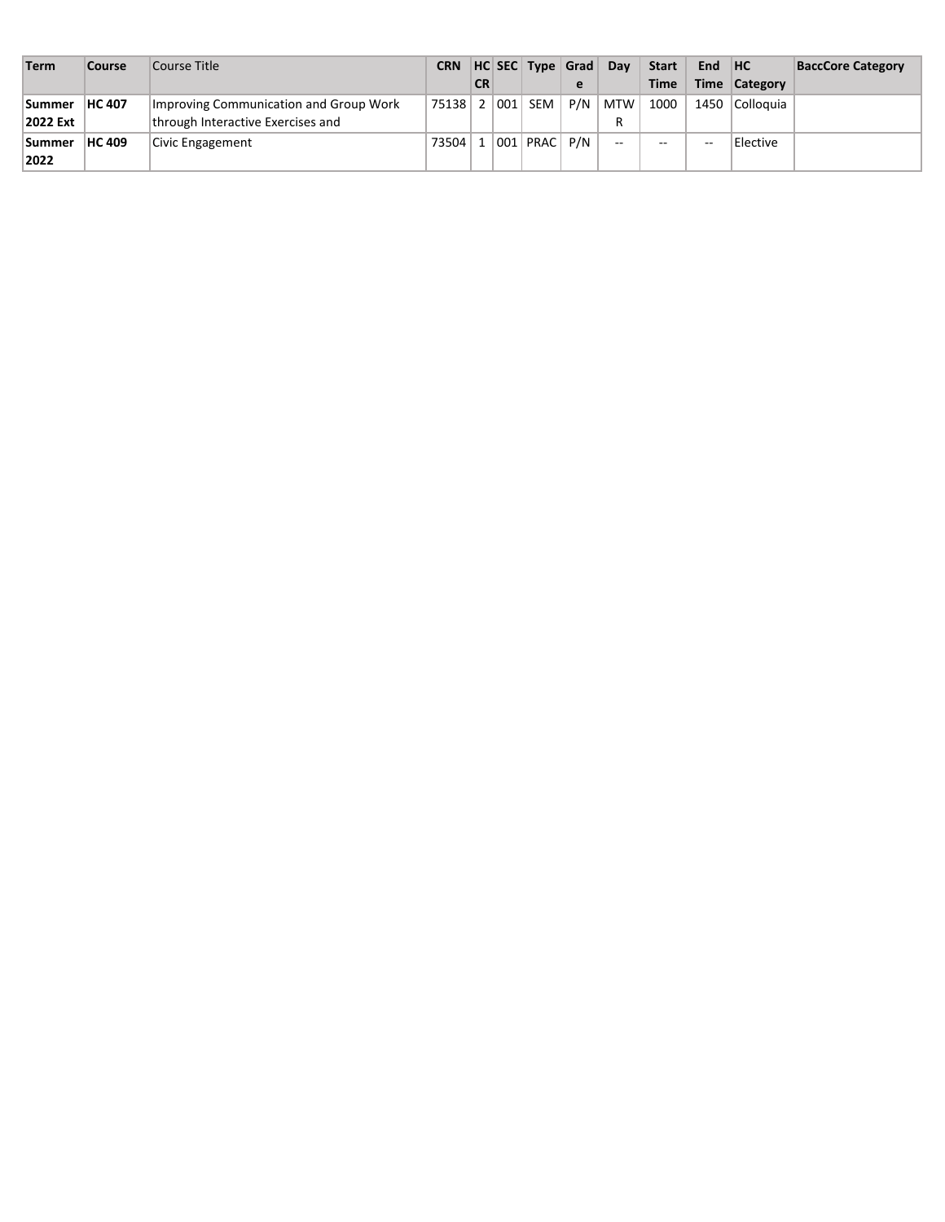| Term | Course | Course Title | CRN | HC CR | SEC | Type | Grade | Day | Start Time | End Time | HC Category | BaccCore Category |
| --- | --- | --- | --- | --- | --- | --- | --- | --- | --- | --- | --- | --- |
| **Summer 2022 Ext** | **HC 407** | Improving Communication and Group Work through Interactive Exercises and | 75138 | 2 | 001 | SEM | P/N | MTWR | 1000 | 1450 | Colloquia | |
| **Summer 2022** | **HC 409** | Civic Engagement | 73504 | 1 | 001 | PRAC | P/N | -- | -- | -- | Elective | |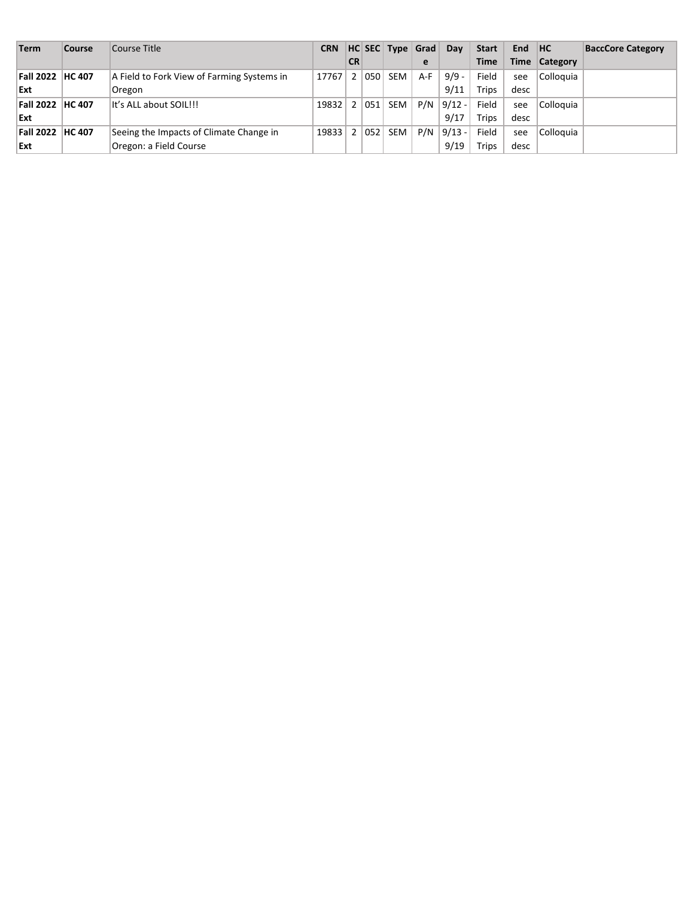| Term | Course | Course Title | CRN | HC CR | SEC | Type | Grade | Day | Start Time | End Time | HC Category | BaccCore Category |
|---|---|---|---|---|---|---|---|---|---|---|---|---|
| **Fall 2022 Ext** | **HC 407** | A Field to Fork View of Farming Systems in Oregon | 17767 | 2 | 050 | SEM | A-F | 9/9 - 9/11 | Field Trips | see desc | Colloquia | |
| **Fall 2022 Ext** | **HC 407** | It's ALL about SOIL!!! | 19832 | 2 | 051 | SEM | P/N | 9/12 - 9/17 | Field Trips | see desc | Colloquia | |
| **Fall 2022 Ext** | **HC 407** | Seeing the Impacts of Climate Change in Oregon: a Field Course | 19833 | 2 | 052 | SEM | P/N | 9/13 - 9/19 | Field Trips | see desc | Colloquia | |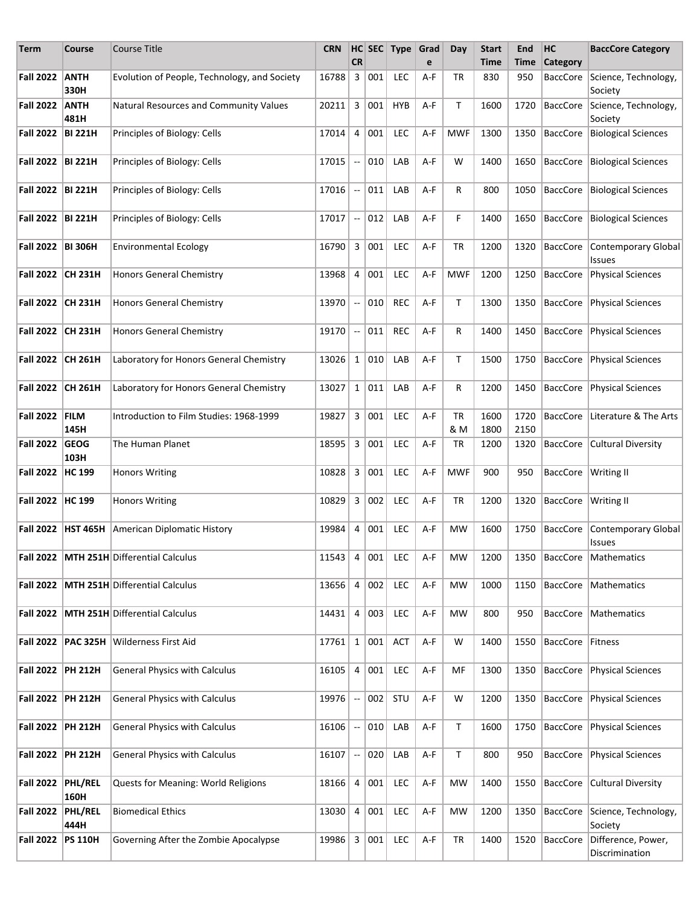| Term | Course | Course Title | CRN | HC CR | SEC | Type | Grade | Day | Start Time | End Time | HC Category | BaccCore Category |
|---|---|---|---|---|---|---|---|---|---|---|---|---|
| **Fall 2022** | **ANTH 330H** | Evolution of People, Technology, and Society | 16788 | 3 | 001 | LEC | A-F | TR | 830 | 950 | BaccCore | Science, Technology, Society |
| **Fall 2022** | **ANTH 481H** | Natural Resources and Community Values | 20211 | 3 | 001 | HYB | A-F | T | 1600 | 1720 | BaccCore | Science, Technology, Society |
| **Fall 2022** | **BI 221H** | Principles of Biology: Cells | 17014 | 4 | 001 | LEC | A-F | MWF | 1300 | 1350 | BaccCore | Biological Sciences |
| **Fall 2022** | **BI 221H** | Principles of Biology: Cells | 17015 | -- | 010 | LAB | A-F | W | 1400 | 1650 | BaccCore | Biological Sciences |
| **Fall 2022** | **BI 221H** | Principles of Biology: Cells | 17016 | -- | 011 | LAB | A-F | R | 800 | 1050 | BaccCore | Biological Sciences |
| **Fall 2022** | **BI 221H** | Principles of Biology: Cells | 17017 | -- | 012 | LAB | A-F | F | 1400 | 1650 | BaccCore | Biological Sciences |
| **Fall 2022** | **BI 306H** | Environmental Ecology | 16790 | 3 | 001 | LEC | A-F | TR | 1200 | 1320 | BaccCore | Contemporary Global Issues |
| **Fall 2022** | **CH 231H** | Honors General Chemistry | 13968 | 4 | 001 | LEC | A-F | MWF | 1200 | 1250 | BaccCore | Physical Sciences |
| **Fall 2022** | **CH 231H** | Honors General Chemistry | 13970 | -- | 010 | REC | A-F | T | 1300 | 1350 | BaccCore | Physical Sciences |
| **Fall 2022** | **CH 231H** | Honors General Chemistry | 19170 | -- | 011 | REC | A-F | R | 1400 | 1450 | BaccCore | Physical Sciences |
| **Fall 2022** | **CH 261H** | Laboratory for Honors General Chemistry | 13026 | 1 | 010 | LAB | A-F | T | 1500 | 1750 | BaccCore | Physical Sciences |
| **Fall 2022** | **CH 261H** | Laboratory for Honors General Chemistry | 13027 | 1 | 011 | LAB | A-F | R | 1200 | 1450 | BaccCore | Physical Sciences |
| **Fall 2022** | **FILM 145H** | Introduction to Film Studies: 1968-1999 | 19827 | 3 | 001 | LEC | A-F | TR & M | 1600 1800 | 1720 2150 | BaccCore | Literature & The Arts |
| **Fall 2022** | **GEOG 103H** | The Human Planet | 18595 | 3 | 001 | LEC | A-F | TR | 1200 | 1320 | BaccCore | Cultural Diversity |
| **Fall 2022** | **HC 199** | Honors Writing | 10828 | 3 | 001 | LEC | A-F | MWF | 900 | 950 | BaccCore | Writing II |
| **Fall 2022** | **HC 199** | Honors Writing | 10829 | 3 | 002 | LEC | A-F | TR | 1200 | 1320 | BaccCore | Writing II |
| **Fall 2022** | **HST 465H** | American Diplomatic History | 19984 | 4 | 001 | LEC | A-F | MW | 1600 | 1750 | BaccCore | Contemporary Global Issues |
| **Fall 2022** | **MTH 251H** | Differential Calculus | 11543 | 4 | 001 | LEC | A-F | MW | 1200 | 1350 | BaccCore | Mathematics |
| **Fall 2022** | **MTH 251H** | Differential Calculus | 13656 | 4 | 002 | LEC | A-F | MW | 1000 | 1150 | BaccCore | Mathematics |
| **Fall 2022** | **MTH 251H** | Differential Calculus | 14431 | 4 | 003 | LEC | A-F | MW | 800 | 950 | BaccCore | Mathematics |
| **Fall 2022** | **PAC 325H** | Wilderness First Aid | 17761 | 1 | 001 | ACT | A-F | W | 1400 | 1550 | BaccCore | Fitness |
| **Fall 2022** | **PH 212H** | General Physics with Calculus | 16105 | 4 | 001 | LEC | A-F | MF | 1300 | 1350 | BaccCore | Physical Sciences |
| **Fall 2022** | **PH 212H** | General Physics with Calculus | 19976 | -- | 002 | STU | A-F | W | 1200 | 1350 | BaccCore | Physical Sciences |
| **Fall 2022** | **PH 212H** | General Physics with Calculus | 16106 | -- | 010 | LAB | A-F | T | 1600 | 1750 | BaccCore | Physical Sciences |
| **Fall 2022** | **PH 212H** | General Physics with Calculus | 16107 | -- | 020 | LAB | A-F | T | 800 | 950 | BaccCore | Physical Sciences |
| **Fall 2022** | **PHL/REL 160H** | Quests for Meaning: World Religions | 18166 | 4 | 001 | LEC | A-F | MW | 1400 | 1550 | BaccCore | Cultural Diversity |
| **Fall 2022** | **PHL/REL 444H** | Biomedical Ethics | 13030 | 4 | 001 | LEC | A-F | MW | 1200 | 1350 | BaccCore | Science, Technology, Society |
| **Fall 2022** | **PS 110H** | Governing After the Zombie Apocalypse | 19986 | 3 | 001 | LEC | A-F | TR | 1400 | 1520 | BaccCore | Difference, Power, Discrimination |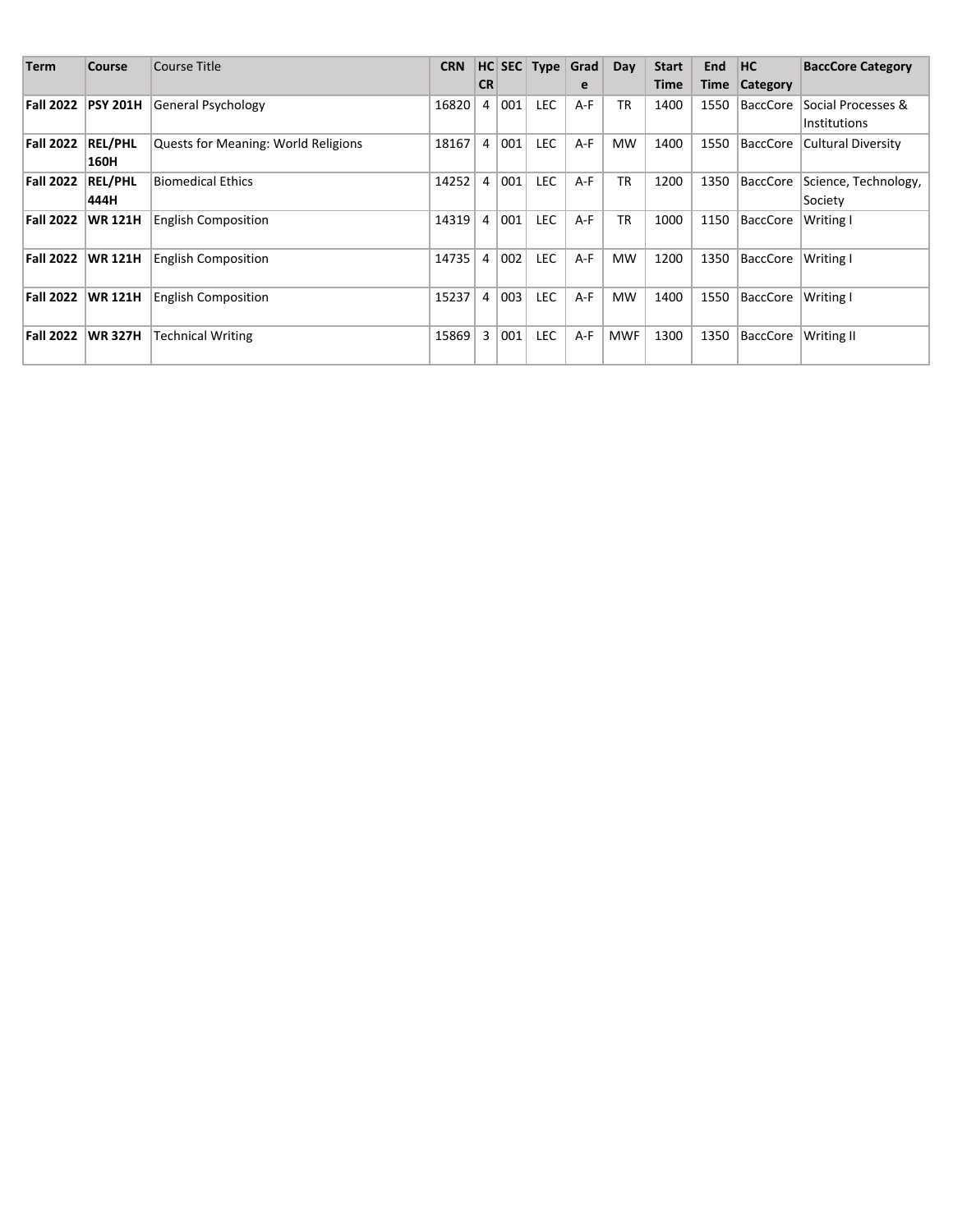| Term | Course | Course Title | CRN | HC CR | SEC | Type | Grade | Day | Start Time | End Time | HC Category | BaccCore Category |
|---|---|---|---|---|---|---|---|---|---|---|---|---|
| **Fall 2022** | **PSY 201H** | General Psychology | 16820 | 4 | 001 | LEC | A-F | TR | 1400 | 1550 | BaccCore | Social Processes & Institutions |
| **Fall 2022** | **REL/PHL 160H** | Quests for Meaning: World Religions | 18167 | 4 | 001 | LEC | A-F | MW | 1400 | 1550 | BaccCore | Cultural Diversity |
| **Fall 2022** | **REL/PHL 444H** | Biomedical Ethics | 14252 | 4 | 001 | LEC | A-F | TR | 1200 | 1350 | BaccCore | Science, Technology, Society |
| **Fall 2022** | **WR 121H** | English Composition | 14319 | 4 | 001 | LEC | A-F | TR | 1000 | 1150 | BaccCore | Writing I |
| **Fall 2022** | **WR 121H** | English Composition | 14735 | 4 | 002 | LEC | A-F | MW | 1200 | 1350 | BaccCore | Writing I |
| **Fall 2022** | **WR 121H** | English Composition | 15237 | 4 | 003 | LEC | A-F | MW | 1400 | 1550 | BaccCore | Writing I |
| **Fall 2022** | **WR 327H** | Technical Writing | 15869 | 3 | 001 | LEC | A-F | MWF | 1300 | 1350 | BaccCore | Writing II |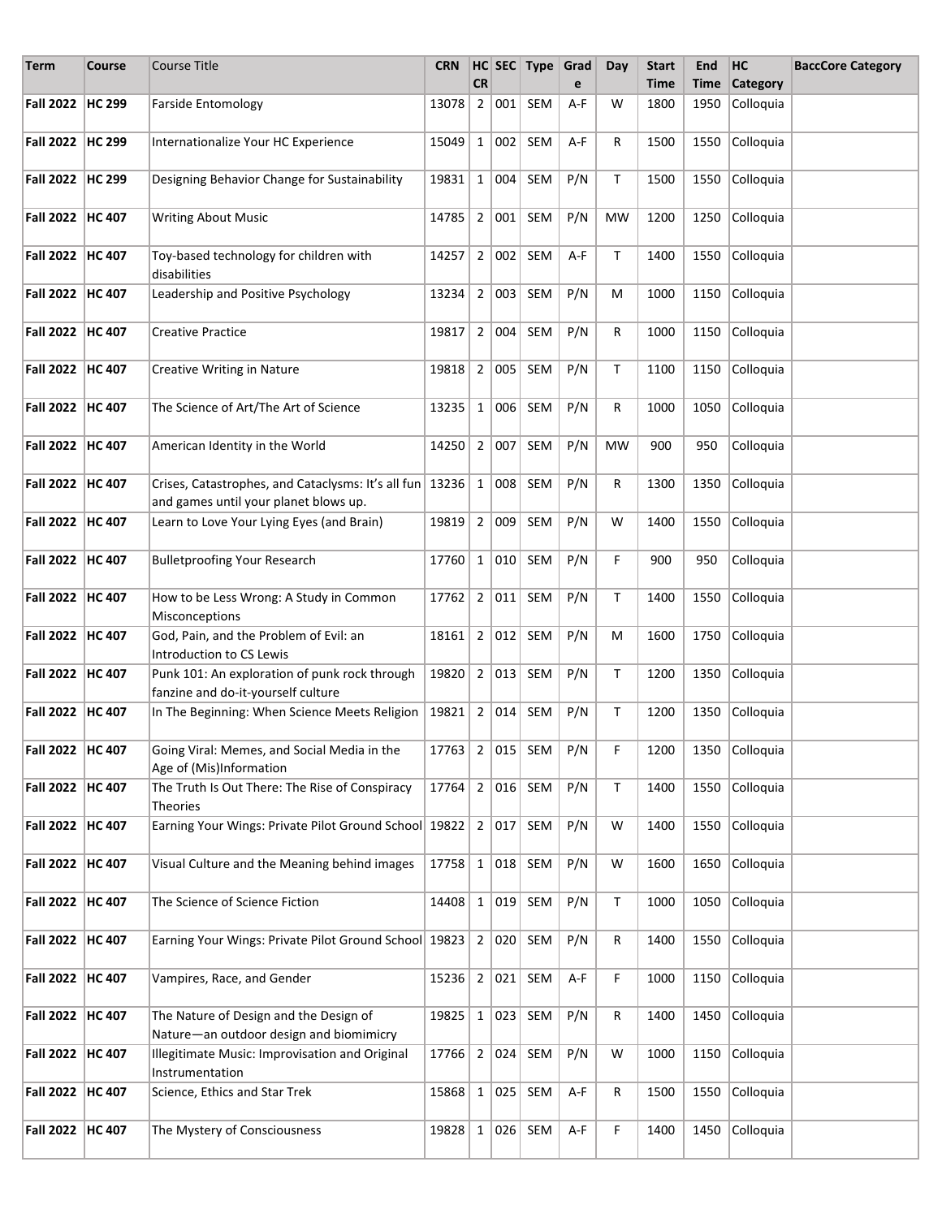| Term | Course | Course Title | CRN | HC CR | SEC | Type | Grade | Day | Start Time | End Time | HC Category | BaccCore Category |
|---|---|---|---|---|---|---|---|---|---|---|---|---|
| **Fall 2022** | **HC 299** | Farside Entomology | 13078 | 2 | 001 | SEM | A-F | W | 1800 | 1950 | Colloquia | |
| **Fall 2022** | **HC 299** | Internationalize Your HC Experience | 15049 | 1 | 002 | SEM | A-F | R | 1500 | 1550 | Colloquia | |
| **Fall 2022** | **HC 299** | Designing Behavior Change for Sustainability | 19831 | 1 | 004 | SEM | P/N | T | 1500 | 1550 | Colloquia | |
| **Fall 2022** | **HC 407** | Writing About Music | 14785 | 2 | 001 | SEM | P/N | MW | 1200 | 1250 | Colloquia | |
| **Fall 2022** | **HC 407** | Toy-based technology for children with disabilities | 14257 | 2 | 002 | SEM | A-F | T | 1400 | 1550 | Colloquia | |
| **Fall 2022** | **HC 407** | Leadership and Positive Psychology | 13234 | 2 | 003 | SEM | P/N | M | 1000 | 1150 | Colloquia | |
| **Fall 2022** | **HC 407** | Creative Practice | 19817 | 2 | 004 | SEM | P/N | R | 1000 | 1150 | Colloquia | |
| **Fall 2022** | **HC 407** | Creative Writing in Nature | 19818 | 2 | 005 | SEM | P/N | T | 1100 | 1150 | Colloquia | |
| **Fall 2022** | **HC 407** | The Science of Art/The Art of Science | 13235 | 1 | 006 | SEM | P/N | R | 1000 | 1050 | Colloquia | |
| **Fall 2022** | **HC 407** | American Identity in the World | 14250 | 2 | 007 | SEM | P/N | MW | 900 | 950 | Colloquia | |
| **Fall 2022** | **HC 407** | Crises, Catastrophes, and Cataclysms: It's all fun and games until your planet blows up. | 13236 | 1 | 008 | SEM | P/N | R | 1300 | 1350 | Colloquia | |
| **Fall 2022** | **HC 407** | Learn to Love Your Lying Eyes (and Brain) | 19819 | 2 | 009 | SEM | P/N | W | 1400 | 1550 | Colloquia | |
| **Fall 2022** | **HC 407** | Bulletproofing Your Research | 17760 | 1 | 010 | SEM | P/N | F | 900 | 950 | Colloquia | |
| **Fall 2022** | **HC 407** | How to be Less Wrong: A Study in Common Misconceptions | 17762 | 2 | 011 | SEM | P/N | T | 1400 | 1550 | Colloquia | |
| **Fall 2022** | **HC 407** | God, Pain, and the Problem of Evil: an Introduction to CS Lewis | 18161 | 2 | 012 | SEM | P/N | M | 1600 | 1750 | Colloquia | |
| **Fall 2022** | **HC 407** | Punk 101: An exploration of punk rock through fanzine and do-it-yourself culture | 19820 | 2 | 013 | SEM | P/N | T | 1200 | 1350 | Colloquia | |
| **Fall 2022** | **HC 407** | In The Beginning: When Science Meets Religion | 19821 | 2 | 014 | SEM | P/N | T | 1200 | 1350 | Colloquia | |
| **Fall 2022** | **HC 407** | Going Viral: Memes, and Social Media in the Age of (Mis)Information | 17763 | 2 | 015 | SEM | P/N | F | 1200 | 1350 | Colloquia | |
| **Fall 2022** | **HC 407** | The Truth Is Out There: The Rise of Conspiracy Theories | 17764 | 2 | 016 | SEM | P/N | T | 1400 | 1550 | Colloquia | |
| **Fall 2022** | **HC 407** | Earning Your Wings: Private Pilot Ground School | 19822 | 2 | 017 | SEM | P/N | W | 1400 | 1550 | Colloquia | |
| **Fall 2022** | **HC 407** | Visual Culture and the Meaning behind images | 17758 | 1 | 018 | SEM | P/N | W | 1600 | 1650 | Colloquia | |
| **Fall 2022** | **HC 407** | The Science of Science Fiction | 14408 | 1 | 019 | SEM | P/N | T | 1000 | 1050 | Colloquia | |
| **Fall 2022** | **HC 407** | Earning Your Wings: Private Pilot Ground School | 19823 | 2 | 020 | SEM | P/N | R | 1400 | 1550 | Colloquia | |
| **Fall 2022** | **HC 407** | Vampires, Race, and Gender | 15236 | 2 | 021 | SEM | A-F | F | 1000 | 1150 | Colloquia | |
| **Fall 2022** | **HC 407** | The Nature of Design and the Design of Nature—an outdoor design and biomimicry | 19825 | 1 | 023 | SEM | P/N | R | 1400 | 1450 | Colloquia | |
| **Fall 2022** | **HC 407** | Illegitimate Music: Improvisation and Original Instrumentation | 17766 | 2 | 024 | SEM | P/N | W | 1000 | 1150 | Colloquia | |
| **Fall 2022** | **HC 407** | Science, Ethics and Star Trek | 15868 | 1 | 025 | SEM | A-F | R | 1500 | 1550 | Colloquia | |
| **Fall 2022** | **HC 407** | The Mystery of Consciousness | 19828 | 1 | 026 | SEM | A-F | F | 1400 | 1450 | Colloquia | |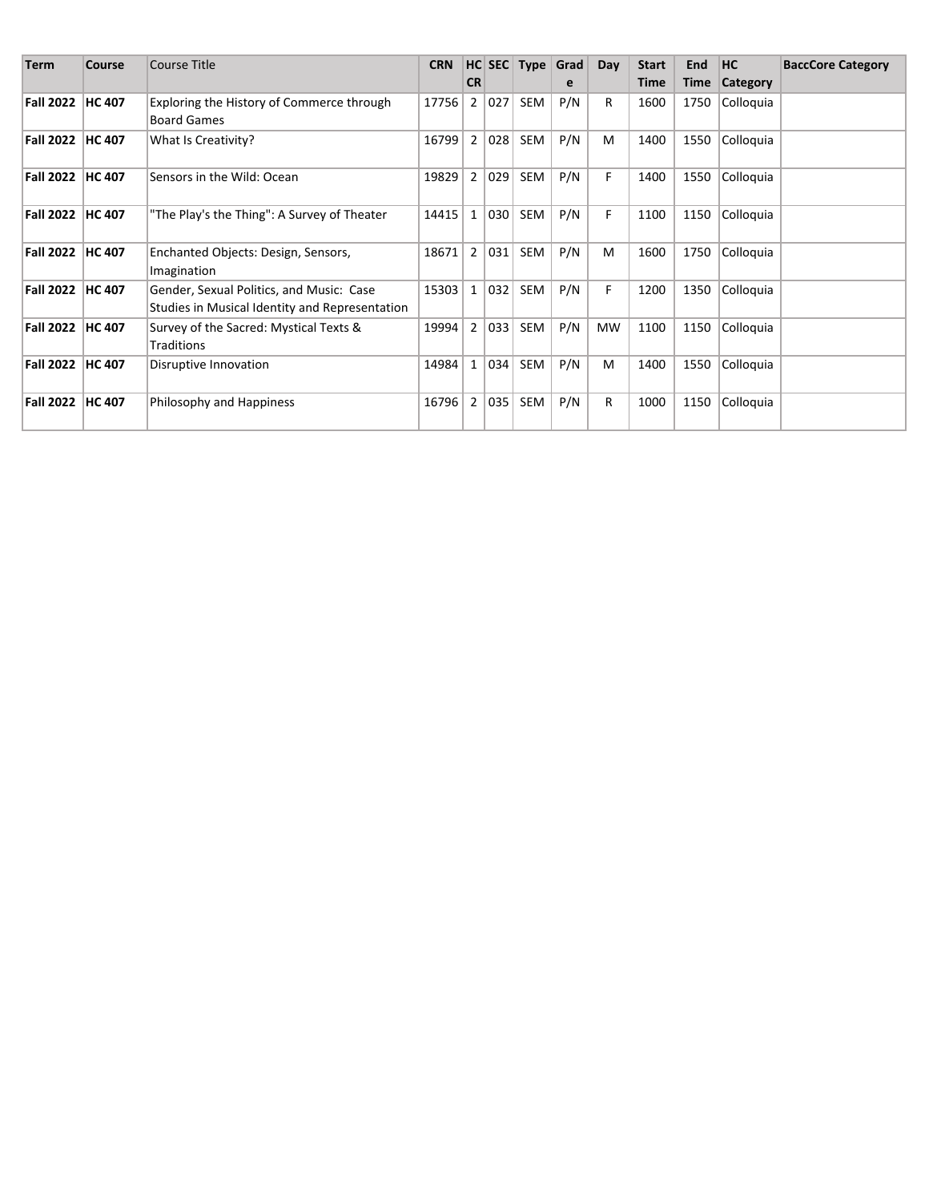| Term | Course | Course Title | CRN | HC CR | SEC | Type | Grade | Day | Start Time | End Time | HC Category | BaccCore Category |
|---|---|---|---|---|---|---|---|---|---|---|---|---|
| **Fall 2022** | **HC 407** | Exploring the History of Commerce through Board Games | 17756 | 2 | 027 | SEM | P/N | R | 1600 | 1750 | Colloquia | |
| **Fall 2022** | **HC 407** | What Is Creativity? | 16799 | 2 | 028 | SEM | P/N | M | 1400 | 1550 | Colloquia | |
| **Fall 2022** | **HC 407** | Sensors in the Wild: Ocean | 19829 | 2 | 029 | SEM | P/N | F | 1400 | 1550 | Colloquia | |
| **Fall 2022** | **HC 407** | "The Play's the Thing": A Survey of Theater | 14415 | 1 | 030 | SEM | P/N | F | 1100 | 1150 | Colloquia | |
| **Fall 2022** | **HC 407** | Enchanted Objects: Design, Sensors, Imagination | 18671 | 2 | 031 | SEM | P/N | M | 1600 | 1750 | Colloquia | |
| **Fall 2022** | **HC 407** | Gender, Sexual Politics, and Music: Case Studies in Musical Identity and Representation | 15303 | 1 | 032 | SEM | P/N | F | 1200 | 1350 | Colloquia | |
| **Fall 2022** | **HC 407** | Survey of the Sacred: Mystical Texts & Traditions | 19994 | 2 | 033 | SEM | P/N | MW | 1100 | 1150 | Colloquia | |
| **Fall 2022** | **HC 407** | Disruptive Innovation | 14984 | 1 | 034 | SEM | P/N | M | 1400 | 1550 | Colloquia | |
| **Fall 2022** | **HC 407** | Philosophy and Happiness | 16796 | 2 | 035 | SEM | P/N | R | 1000 | 1150 | Colloquia | |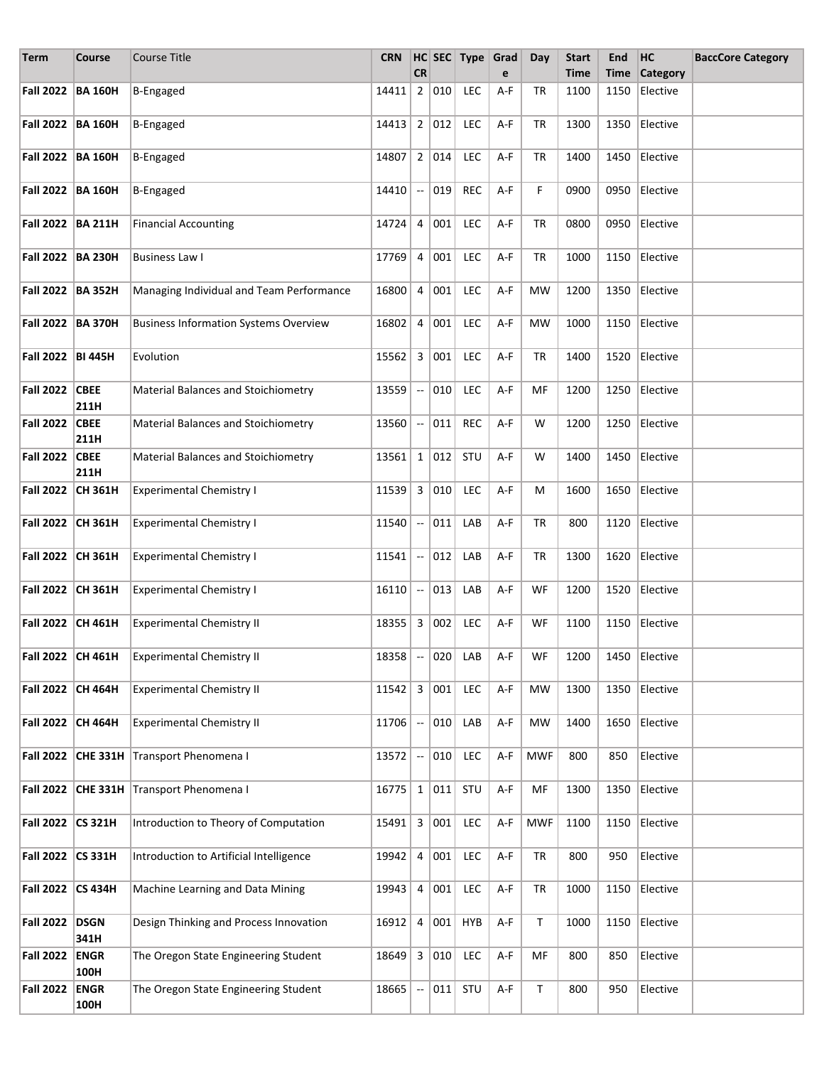| Term | Course | Course Title | CRN | HC CR | SEC | Type | Grade | Day | Start Time | End Time | HC Category | BaccCore Category |
|---|---|---|---|---|---|---|---|---|---|---|---|---|
| Fall 2022 | BA 160H | B-Engaged | 14411 | 2 | 010 | LEC | A-F | TR | 1100 | 1150 | Elective | |
| Fall 2022 | BA 160H | B-Engaged | 14413 | 2 | 012 | LEC | A-F | TR | 1300 | 1350 | Elective | |
| Fall 2022 | BA 160H | B-Engaged | 14807 | 2 | 014 | LEC | A-F | TR | 1400 | 1450 | Elective | |
| Fall 2022 | BA 160H | B-Engaged | 14410 | -- | 019 | REC | A-F | F | 0900 | 0950 | Elective | |
| Fall 2022 | BA 211H | Financial Accounting | 14724 | 4 | 001 | LEC | A-F | TR | 0800 | 0950 | Elective | |
| Fall 2022 | BA 230H | Business Law I | 17769 | 4 | 001 | LEC | A-F | TR | 1000 | 1150 | Elective | |
| Fall 2022 | BA 352H | Managing Individual and Team Performance | 16800 | 4 | 001 | LEC | A-F | MW | 1200 | 1350 | Elective | |
| Fall 2022 | BA 370H | Business Information Systems Overview | 16802 | 4 | 001 | LEC | A-F | MW | 1000 | 1150 | Elective | |
| Fall 2022 | BI 445H | Evolution | 15562 | 3 | 001 | LEC | A-F | TR | 1400 | 1520 | Elective | |
| Fall 2022 | CBEE 211H | Material Balances and Stoichiometry | 13559 | -- | 010 | LEC | A-F | MF | 1200 | 1250 | Elective | |
| Fall 2022 | CBEE 211H | Material Balances and Stoichiometry | 13560 | -- | 011 | REC | A-F | W | 1200 | 1250 | Elective | |
| Fall 2022 | CBEE 211H | Material Balances and Stoichiometry | 13561 | 1 | 012 | STU | A-F | W | 1400 | 1450 | Elective | |
| Fall 2022 | CH 361H | Experimental Chemistry I | 11539 | 3 | 010 | LEC | A-F | M | 1600 | 1650 | Elective | |
| Fall 2022 | CH 361H | Experimental Chemistry I | 11540 | -- | 011 | LAB | A-F | TR | 800 | 1120 | Elective | |
| Fall 2022 | CH 361H | Experimental Chemistry I | 11541 | -- | 012 | LAB | A-F | TR | 1300 | 1620 | Elective | |
| Fall 2022 | CH 361H | Experimental Chemistry I | 16110 | -- | 013 | LAB | A-F | WF | 1200 | 1520 | Elective | |
| Fall 2022 | CH 461H | Experimental Chemistry II | 18355 | 3 | 002 | LEC | A-F | WF | 1100 | 1150 | Elective | |
| Fall 2022 | CH 461H | Experimental Chemistry II | 18358 | -- | 020 | LAB | A-F | WF | 1200 | 1450 | Elective | |
| Fall 2022 | CH 464H | Experimental Chemistry II | 11542 | 3 | 001 | LEC | A-F | MW | 1300 | 1350 | Elective | |
| Fall 2022 | CH 464H | Experimental Chemistry II | 11706 | -- | 010 | LAB | A-F | MW | 1400 | 1650 | Elective | |
| Fall 2022 | CHE 331H | Transport Phenomena I | 13572 | -- | 010 | LEC | A-F | MWF | 800 | 850 | Elective | |
| Fall 2022 | CHE 331H | Transport Phenomena I | 16775 | 1 | 011 | STU | A-F | MF | 1300 | 1350 | Elective | |
| Fall 2022 | CS 321H | Introduction to Theory of Computation | 15491 | 3 | 001 | LEC | A-F | MWF | 1100 | 1150 | Elective | |
| Fall 2022 | CS 331H | Introduction to Artificial Intelligence | 19942 | 4 | 001 | LEC | A-F | TR | 800 | 950 | Elective | |
| Fall 2022 | CS 434H | Machine Learning and Data Mining | 19943 | 4 | 001 | LEC | A-F | TR | 1000 | 1150 | Elective | |
| Fall 2022 | DSGN 341H | Design Thinking and Process Innovation | 16912 | 4 | 001 | HYB | A-F | T | 1000 | 1150 | Elective | |
| Fall 2022 | ENGR 100H | The Oregon State Engineering Student | 18649 | 3 | 010 | LEC | A-F | MF | 800 | 850 | Elective | |
| Fall 2022 | ENGR 100H | The Oregon State Engineering Student | 18665 | -- | 011 | STU | A-F | T | 800 | 950 | Elective | |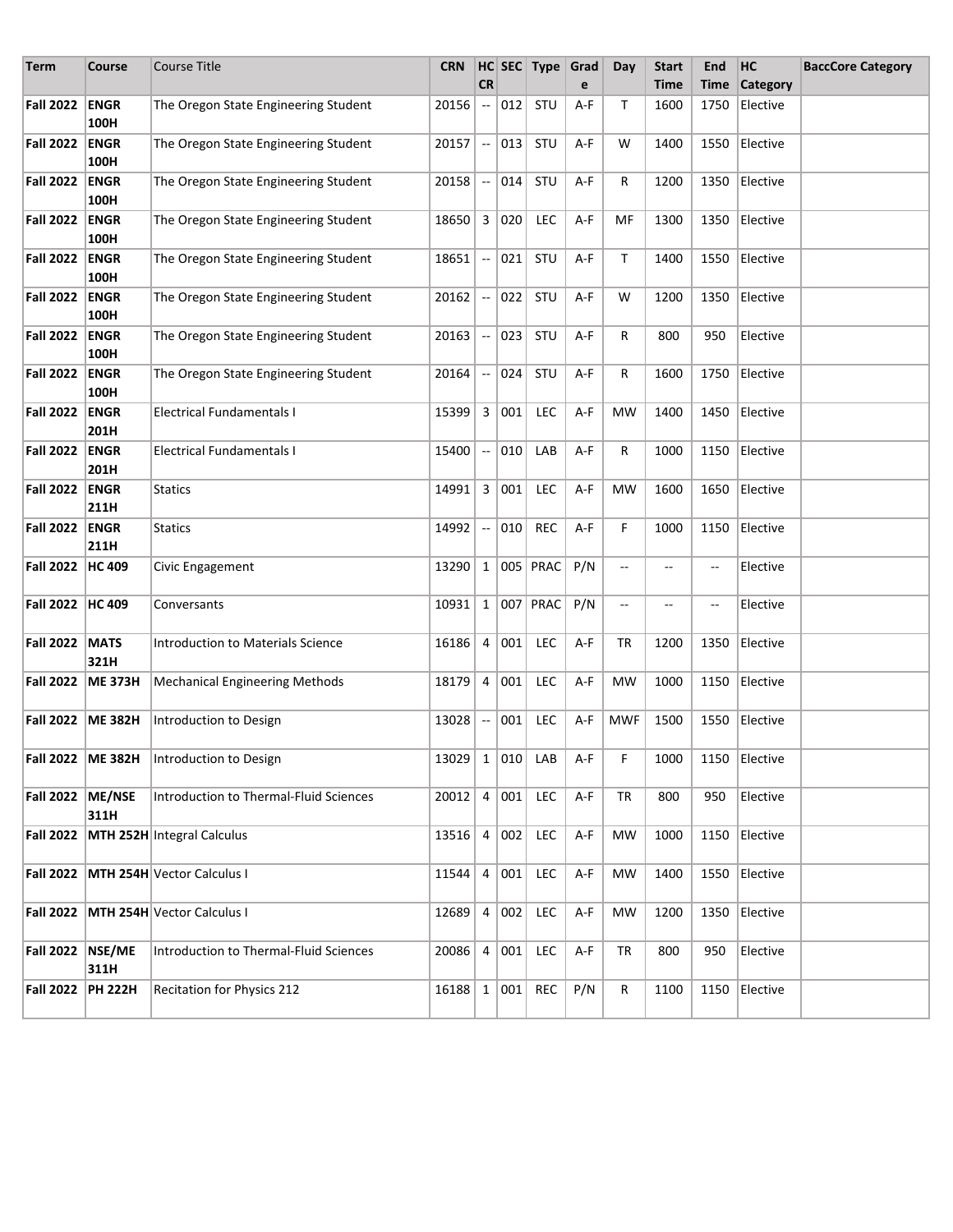| Term | Course | Course Title | CRN | HC CR | SEC | Type | Grade | Day | Start Time | End Time | HC Category | BaccCore Category |
|---|---|---|---|---|---|---|---|---|---|---|---|---|
| Fall 2022 | ENGR 100H | The Oregon State Engineering Student | 20156 | -- | 012 | STU | A-F | T | 1600 | 1750 | Elective | |
| Fall 2022 | ENGR 100H | The Oregon State Engineering Student | 20157 | -- | 013 | STU | A-F | W | 1400 | 1550 | Elective | |
| Fall 2022 | ENGR 100H | The Oregon State Engineering Student | 20158 | -- | 014 | STU | A-F | R | 1200 | 1350 | Elective | |
| Fall 2022 | ENGR 100H | The Oregon State Engineering Student | 18650 | 3 | 020 | LEC | A-F | MF | 1300 | 1350 | Elective | |
| Fall 2022 | ENGR 100H | The Oregon State Engineering Student | 18651 | -- | 021 | STU | A-F | T | 1400 | 1550 | Elective | |
| Fall 2022 | ENGR 100H | The Oregon State Engineering Student | 20162 | -- | 022 | STU | A-F | W | 1200 | 1350 | Elective | |
| Fall 2022 | ENGR 100H | The Oregon State Engineering Student | 20163 | -- | 023 | STU | A-F | R | 800 | 950 | Elective | |
| Fall 2022 | ENGR 100H | The Oregon State Engineering Student | 20164 | -- | 024 | STU | A-F | R | 1600 | 1750 | Elective | |
| Fall 2022 | ENGR 201H | Electrical Fundamentals I | 15399 | 3 | 001 | LEC | A-F | MW | 1400 | 1450 | Elective | |
| Fall 2022 | ENGR 201H | Electrical Fundamentals I | 15400 | -- | 010 | LAB | A-F | R | 1000 | 1150 | Elective | |
| Fall 2022 | ENGR 211H | Statics | 14991 | 3 | 001 | LEC | A-F | MW | 1600 | 1650 | Elective | |
| Fall 2022 | ENGR 211H | Statics | 14992 | -- | 010 | REC | A-F | F | 1000 | 1150 | Elective | |
| Fall 2022 | HC 409 | Civic Engagement | 13290 | 1 | 005 | PRAC | P/N | -- | -- | -- | Elective | |
| Fall 2022 | HC 409 | Conversants | 10931 | 1 | 007 | PRAC | P/N | -- | -- | -- | Elective | |
| Fall 2022 | MATS 321H | Introduction to Materials Science | 16186 | 4 | 001 | LEC | A-F | TR | 1200 | 1350 | Elective | |
| Fall 2022 | ME 373H | Mechanical Engineering Methods | 18179 | 4 | 001 | LEC | A-F | MW | 1000 | 1150 | Elective | |
| Fall 2022 | ME 382H | Introduction to Design | 13028 | -- | 001 | LEC | A-F | MWF | 1500 | 1550 | Elective | |
| Fall 2022 | ME 382H | Introduction to Design | 13029 | 1 | 010 | LAB | A-F | F | 1000 | 1150 | Elective | |
| Fall 2022 | ME/NSE 311H | Introduction to Thermal-Fluid Sciences | 20012 | 4 | 001 | LEC | A-F | TR | 800 | 950 | Elective | |
| Fall 2022 | MTH 252H | Integral Calculus | 13516 | 4 | 002 | LEC | A-F | MW | 1000 | 1150 | Elective | |
| Fall 2022 | MTH 254H | Vector Calculus I | 11544 | 4 | 001 | LEC | A-F | MW | 1400 | 1550 | Elective | |
| Fall 2022 | MTH 254H | Vector Calculus I | 12689 | 4 | 002 | LEC | A-F | MW | 1200 | 1350 | Elective | |
| Fall 2022 | NSE/ME 311H | Introduction to Thermal-Fluid Sciences | 20086 | 4 | 001 | LEC | A-F | TR | 800 | 950 | Elective | |
| Fall 2022 | PH 222H | Recitation for Physics 212 | 16188 | 1 | 001 | REC | P/N | R | 1100 | 1150 | Elective | |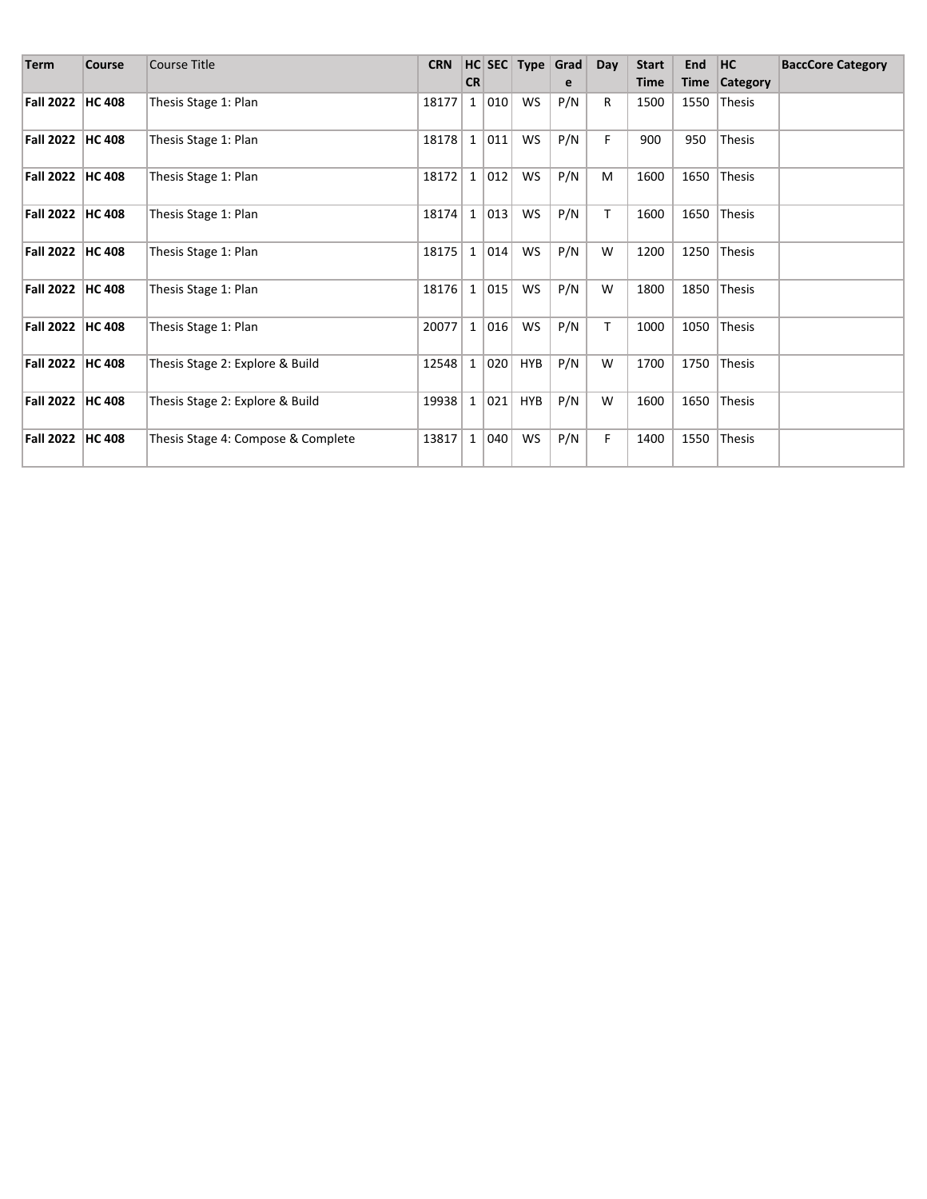| Term | Course | Course Title | CRN | HC CR | SEC | Type | Grade | Day | Start Time | End Time | HC Category | BaccCore Category |
|---|---|---|---|---|---|---|---|---|---|---|---|---|
| **Fall 2022** | **HC 408** | Thesis Stage 1: Plan | 18177 | 1 | 010 | WS | P/N | R | 1500 | 1550 | Thesis | |
| **Fall 2022** | **HC 408** | Thesis Stage 1: Plan | 18178 | 1 | 011 | WS | P/N | F | 900 | 950 | Thesis | |
| **Fall 2022** | **HC 408** | Thesis Stage 1: Plan | 18172 | 1 | 012 | WS | P/N | M | 1600 | 1650 | Thesis | |
| **Fall 2022** | **HC 408** | Thesis Stage 1: Plan | 18174 | 1 | 013 | WS | P/N | T | 1600 | 1650 | Thesis | |
| **Fall 2022** | **HC 408** | Thesis Stage 1: Plan | 18175 | 1 | 014 | WS | P/N | W | 1200 | 1250 | Thesis | |
| **Fall 2022** | **HC 408** | Thesis Stage 1: Plan | 18176 | 1 | 015 | WS | P/N | W | 1800 | 1850 | Thesis | |
| **Fall 2022** | **HC 408** | Thesis Stage 1: Plan | 20077 | 1 | 016 | WS | P/N | T | 1000 | 1050 | Thesis | |
| **Fall 2022** | **HC 408** | Thesis Stage 2: Explore & Build | 12548 | 1 | 020 | HYB | P/N | W | 1700 | 1750 | Thesis | |
| **Fall 2022** | **HC 408** | Thesis Stage 2: Explore & Build | 19938 | 1 | 021 | HYB | P/N | W | 1600 | 1650 | Thesis | |
| **Fall 2022** | **HC 408** | Thesis Stage 4: Compose & Complete | 13817 | 1 | 040 | WS | P/N | F | 1400 | 1550 | Thesis | |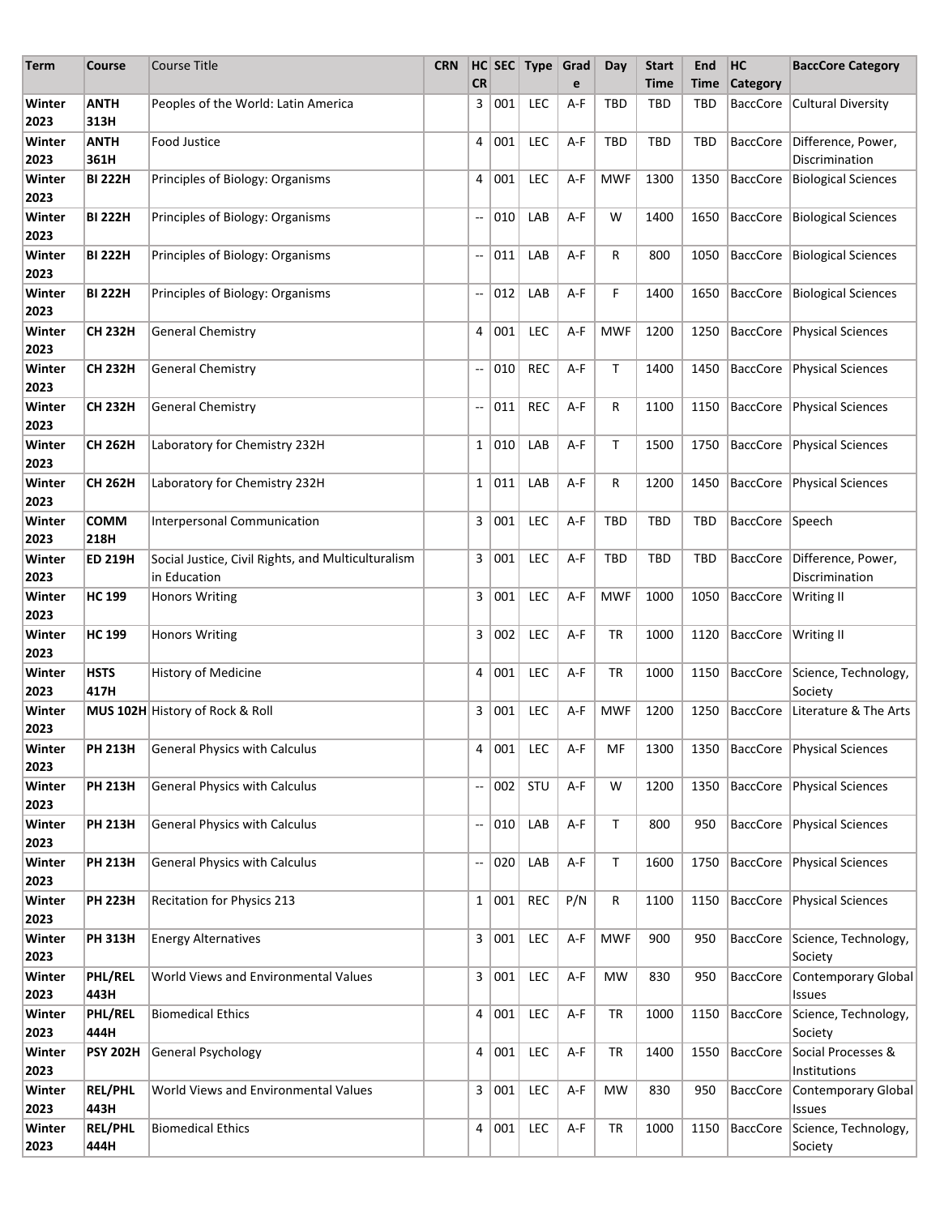| Term | Course | Course Title | CRN | HC CR | SEC | Type | Grade | Day | Start Time | End Time | HC Category | BaccCore Category |
|---|---|---|---|---|---|---|---|---|---|---|---|---|
| Winter 2023 | ANTH 313H | Peoples of the World: Latin America | | 3 | 001 | LEC | A-F | TBD | TBD | TBD | BaccCore | Cultural Diversity |
| Winter 2023 | ANTH 361H | Food Justice | | 4 | 001 | LEC | A-F | TBD | TBD | TBD | BaccCore | Difference, Power, Discrimination |
| Winter 2023 | BI 222H | Principles of Biology: Organisms | | 4 | 001 | LEC | A-F | MWF | 1300 | 1350 | BaccCore | Biological Sciences |
| Winter 2023 | BI 222H | Principles of Biology: Organisms | | -- | 010 | LAB | A-F | W | 1400 | 1650 | BaccCore | Biological Sciences |
| Winter 2023 | BI 222H | Principles of Biology: Organisms | | -- | 011 | LAB | A-F | R | 800 | 1050 | BaccCore | Biological Sciences |
| Winter 2023 | BI 222H | Principles of Biology: Organisms | | -- | 012 | LAB | A-F | F | 1400 | 1650 | BaccCore | Biological Sciences |
| Winter 2023 | CH 232H | General Chemistry | | 4 | 001 | LEC | A-F | MWF | 1200 | 1250 | BaccCore | Physical Sciences |
| Winter 2023 | CH 232H | General Chemistry | | -- | 010 | REC | A-F | T | 1400 | 1450 | BaccCore | Physical Sciences |
| Winter 2023 | CH 232H | General Chemistry | | -- | 011 | REC | A-F | R | 1100 | 1150 | BaccCore | Physical Sciences |
| Winter 2023 | CH 262H | Laboratory for Chemistry 232H | | 1 | 010 | LAB | A-F | T | 1500 | 1750 | BaccCore | Physical Sciences |
| Winter 2023 | CH 262H | Laboratory for Chemistry 232H | | 1 | 011 | LAB | A-F | R | 1200 | 1450 | BaccCore | Physical Sciences |
| Winter 2023 | COMM 218H | Interpersonal Communication | | 3 | 001 | LEC | A-F | TBD | TBD | TBD | BaccCore | Speech |
| Winter 2023 | ED 219H | Social Justice, Civil Rights, and Multiculturalism in Education | | 3 | 001 | LEC | A-F | TBD | TBD | TBD | BaccCore | Difference, Power, Discrimination |
| Winter 2023 | HC 199 | Honors Writing | | 3 | 001 | LEC | A-F | MWF | 1000 | 1050 | BaccCore | Writing II |
| Winter 2023 | HC 199 | Honors Writing | | 3 | 002 | LEC | A-F | TR | 1000 | 1120 | BaccCore | Writing II |
| Winter 2023 | HSTS 417H | History of Medicine | | 4 | 001 | LEC | A-F | TR | 1000 | 1150 | BaccCore | Science, Technology, Society |
| Winter 2023 | MUS 102H | History of Rock & Roll | | 3 | 001 | LEC | A-F | MWF | 1200 | 1250 | BaccCore | Literature & The Arts |
| Winter 2023 | PH 213H | General Physics with Calculus | | 4 | 001 | LEC | A-F | MF | 1300 | 1350 | BaccCore | Physical Sciences |
| Winter 2023 | PH 213H | General Physics with Calculus | | -- | 002 | STU | A-F | W | 1200 | 1350 | BaccCore | Physical Sciences |
| Winter 2023 | PH 213H | General Physics with Calculus | | -- | 010 | LAB | A-F | T | 800 | 950 | BaccCore | Physical Sciences |
| Winter 2023 | PH 213H | General Physics with Calculus | | -- | 020 | LAB | A-F | T | 1600 | 1750 | BaccCore | Physical Sciences |
| Winter 2023 | PH 223H | Recitation for Physics 213 | | 1 | 001 | REC | P/N | R | 1100 | 1150 | BaccCore | Physical Sciences |
| Winter 2023 | PH 313H | Energy Alternatives | | 3 | 001 | LEC | A-F | MWF | 900 | 950 | BaccCore | Science, Technology, Society |
| Winter 2023 | PHL/REL 443H | World Views and Environmental Values | | 3 | 001 | LEC | A-F | MW | 830 | 950 | BaccCore | Contemporary Global Issues |
| Winter 2023 | PHL/REL 444H | Biomedical Ethics | | 4 | 001 | LEC | A-F | TR | 1000 | 1150 | BaccCore | Science, Technology, Society |
| Winter 2023 | PSY 202H | General Psychology | | 4 | 001 | LEC | A-F | TR | 1400 | 1550 | BaccCore | Social Processes & Institutions |
| Winter 2023 | REL/PHL 443H | World Views and Environmental Values | | 3 | 001 | LEC | A-F | MW | 830 | 950 | BaccCore | Contemporary Global Issues |
| Winter 2023 | REL/PHL 444H | Biomedical Ethics | | 4 | 001 | LEC | A-F | TR | 1000 | 1150 | BaccCore | Science, Technology, Society |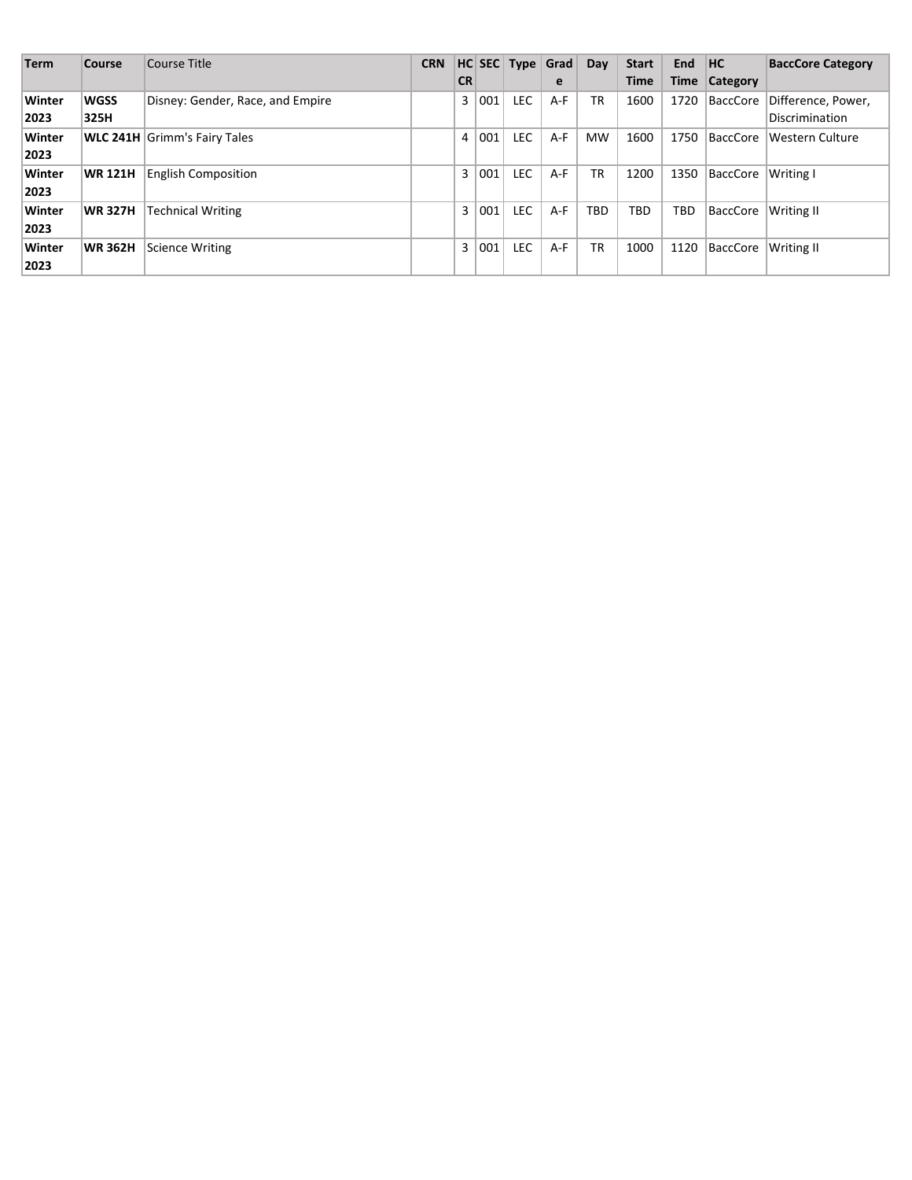| Term | Course | Course Title | CRN | HC CR | SEC | Type | Grade | Day | Start Time | End Time | HC Category | BaccCore Category |
|---|---|---|---|---|---|---|---|---|---|---|---|---|
| Winter 2023 | WGSS 325H | Disney: Gender, Race, and Empire | | 3 | 001 | LEC | A-F | TR | 1600 | 1720 | BaccCore | Difference, Power, Discrimination |
| Winter 2023 | WLC 241H | Grimm's Fairy Tales | | 4 | 001 | LEC | A-F | MW | 1600 | 1750 | BaccCore | Western Culture |
| Winter 2023 | WR 121H | English Composition | | 3 | 001 | LEC | A-F | TR | 1200 | 1350 | BaccCore | Writing I |
| Winter 2023 | WR 327H | Technical Writing | | 3 | 001 | LEC | A-F | TBD | TBD | TBD | BaccCore | Writing II |
| Winter 2023 | WR 362H | Science Writing | | 3 | 001 | LEC | A-F | TR | 1000 | 1120 | BaccCore | Writing II |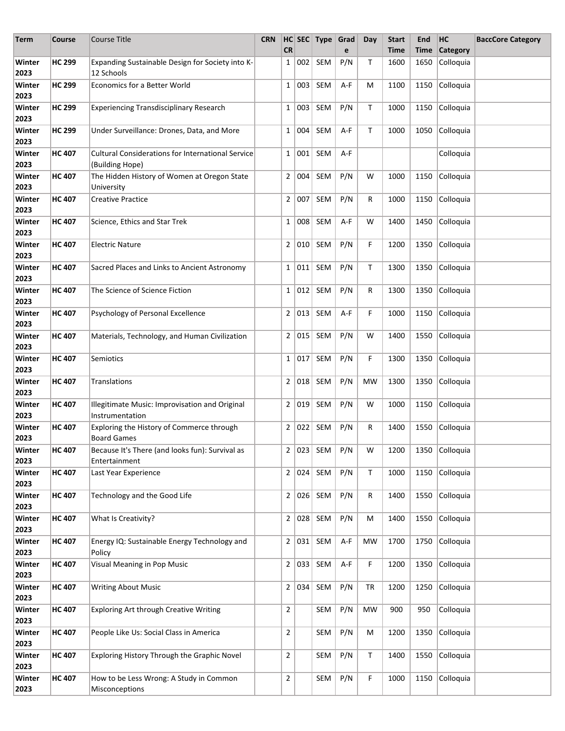| Term | Course | Course Title | CRN | HC CR | SEC | Type | Grade | Day | Start Time | End Time | HC Category | BaccCore Category |
|---|---|---|---|---|---|---|---|---|---|---|---|---|
| Winter 2023 | HC 299 | Expanding Sustainable Design for Society into K-12 Schools | | 1 | 002 | SEM | P/N | T | 1600 | 1650 | Colloquia | |
| Winter 2023 | HC 299 | Economics for a Better World | | 1 | 003 | SEM | A-F | M | 1100 | 1150 | Colloquia | |
| Winter 2023 | HC 299 | Experiencing Transdisciplinary Research | | 1 | 003 | SEM | P/N | T | 1000 | 1150 | Colloquia | |
| Winter 2023 | HC 299 | Under Surveillance: Drones, Data, and More | | 1 | 004 | SEM | A-F | T | 1000 | 1050 | Colloquia | |
| Winter 2023 | HC 407 | Cultural Considerations for International Service (Building Hope) | | 1 | 001 | SEM | A-F | | | | Colloquia | |
| Winter 2023 | HC 407 | The Hidden History of Women at Oregon State University | | 2 | 004 | SEM | P/N | W | 1000 | 1150 | Colloquia | |
| Winter 2023 | HC 407 | Creative Practice | | 2 | 007 | SEM | P/N | R | 1000 | 1150 | Colloquia | |
| Winter 2023 | HC 407 | Science, Ethics and Star Trek | | 1 | 008 | SEM | A-F | W | 1400 | 1450 | Colloquia | |
| Winter 2023 | HC 407 | Electric Nature | | 2 | 010 | SEM | P/N | F | 1200 | 1350 | Colloquia | |
| Winter 2023 | HC 407 | Sacred Places and Links to Ancient Astronomy | | 1 | 011 | SEM | P/N | T | 1300 | 1350 | Colloquia | |
| Winter 2023 | HC 407 | The Science of Science Fiction | | 1 | 012 | SEM | P/N | R | 1300 | 1350 | Colloquia | |
| Winter 2023 | HC 407 | Psychology of Personal Excellence | | 2 | 013 | SEM | A-F | F | 1000 | 1150 | Colloquia | |
| Winter 2023 | HC 407 | Materials, Technology, and Human Civilization | | 2 | 015 | SEM | P/N | W | 1400 | 1550 | Colloquia | |
| Winter 2023 | HC 407 | Semiotics | | 1 | 017 | SEM | P/N | F | 1300 | 1350 | Colloquia | |
| Winter 2023 | HC 407 | Translations | | 2 | 018 | SEM | P/N | MW | 1300 | 1350 | Colloquia | |
| Winter 2023 | HC 407 | Illegitimate Music: Improvisation and Original Instrumentation | | 2 | 019 | SEM | P/N | W | 1000 | 1150 | Colloquia | |
| Winter 2023 | HC 407 | Exploring the History of Commerce through Board Games | | 2 | 022 | SEM | P/N | R | 1400 | 1550 | Colloquia | |
| Winter 2023 | HC 407 | Because It's There (and looks fun): Survival as Entertainment | | 2 | 023 | SEM | P/N | W | 1200 | 1350 | Colloquia | |
| Winter 2023 | HC 407 | Last Year Experience | | 2 | 024 | SEM | P/N | T | 1000 | 1150 | Colloquia | |
| Winter 2023 | HC 407 | Technology and the Good Life | | 2 | 026 | SEM | P/N | R | 1400 | 1550 | Colloquia | |
| Winter 2023 | HC 407 | What Is Creativity? | | 2 | 028 | SEM | P/N | M | 1400 | 1550 | Colloquia | |
| Winter 2023 | HC 407 | Energy IQ: Sustainable Energy Technology and Policy | | 2 | 031 | SEM | A-F | MW | 1700 | 1750 | Colloquia | |
| Winter 2023 | HC 407 | Visual Meaning in Pop Music | | 2 | 033 | SEM | A-F | F | 1200 | 1350 | Colloquia | |
| Winter 2023 | HC 407 | Writing About Music | | 2 | 034 | SEM | P/N | TR | 1200 | 1250 | Colloquia | |
| Winter 2023 | HC 407 | Exploring Art through Creative Writing | | 2 | | SEM | P/N | MW | 900 | 950 | Colloquia | |
| Winter 2023 | HC 407 | People Like Us: Social Class in America | | 2 | | SEM | P/N | M | 1200 | 1350 | Colloquia | |
| Winter 2023 | HC 407 | Exploring History Through the Graphic Novel | | 2 | | SEM | P/N | T | 1400 | 1550 | Colloquia | |
| Winter 2023 | HC 407 | How to be Less Wrong: A Study in Common Misconceptions | | 2 | | SEM | P/N | F | 1000 | 1150 | Colloquia | |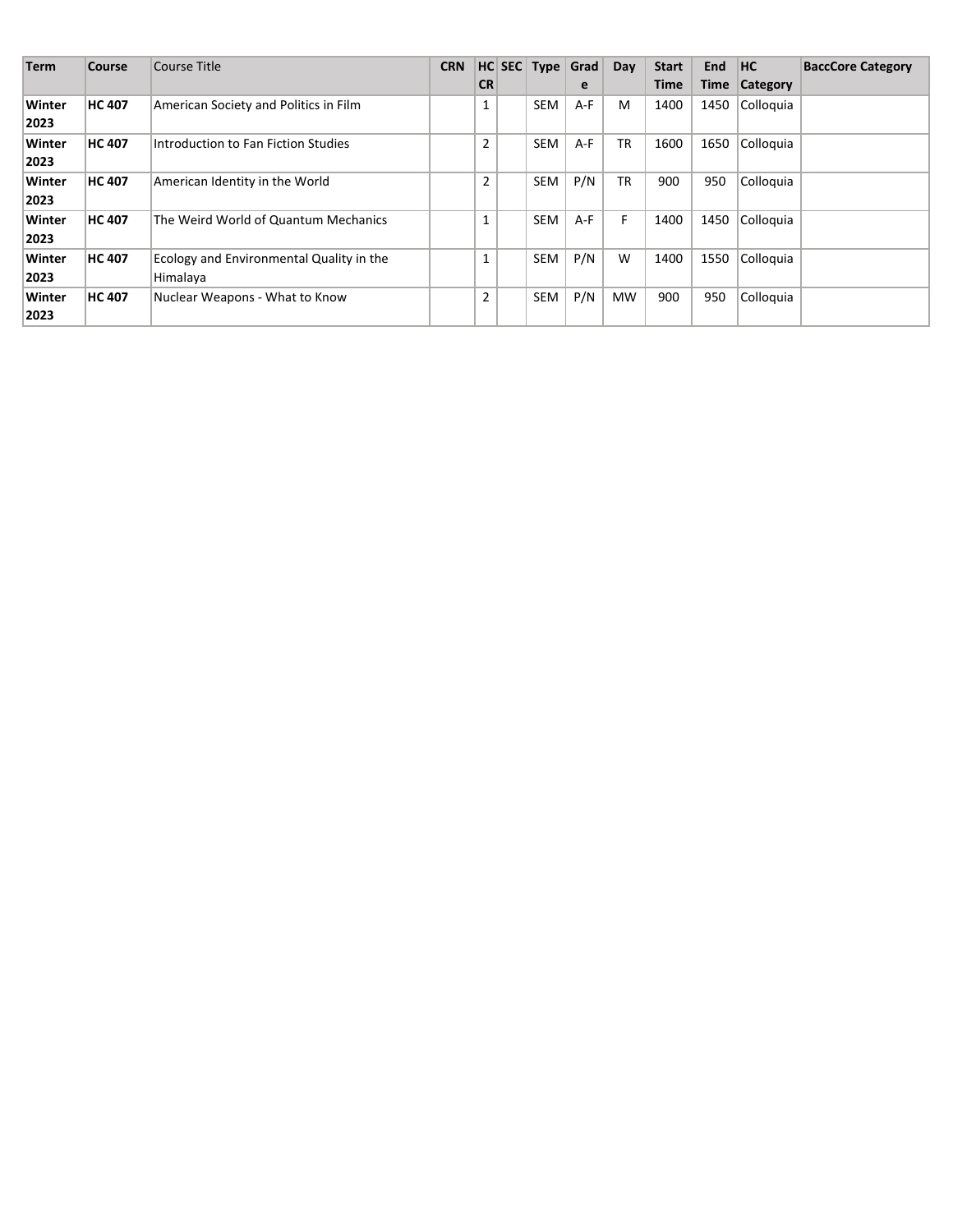| Term | Course | Course Title | CRN | HC CR | SEC | Type | Grade | Day | Start Time | End Time | HC Category | BaccCore Category |
|---|---|---|---|---|---|---|---|---|---|---|---|---|
| **Winter 2023** | **HC 407** | American Society and Politics in Film | | 1 | | SEM | A-F | M | 1400 | 1450 | Colloquia | |
| **Winter 2023** | **HC 407** | Introduction to Fan Fiction Studies | | 2 | | SEM | A-F | TR | 1600 | 1650 | Colloquia | |
| **Winter 2023** | **HC 407** | American Identity in the World | | 2 | | SEM | P/N | TR | 900 | 950 | Colloquia | |
| **Winter 2023** | **HC 407** | The Weird World of Quantum Mechanics | | 1 | | SEM | A-F | F | 1400 | 1450 | Colloquia | |
| **Winter 2023** | **HC 407** | Ecology and Environmental Quality in the Himalaya | | 1 | | SEM | P/N | W | 1400 | 1550 | Colloquia | |
| **Winter 2023** | **HC 407** | Nuclear Weapons - What to Know | | 2 | | SEM | P/N | MW | 900 | 950 | Colloquia | |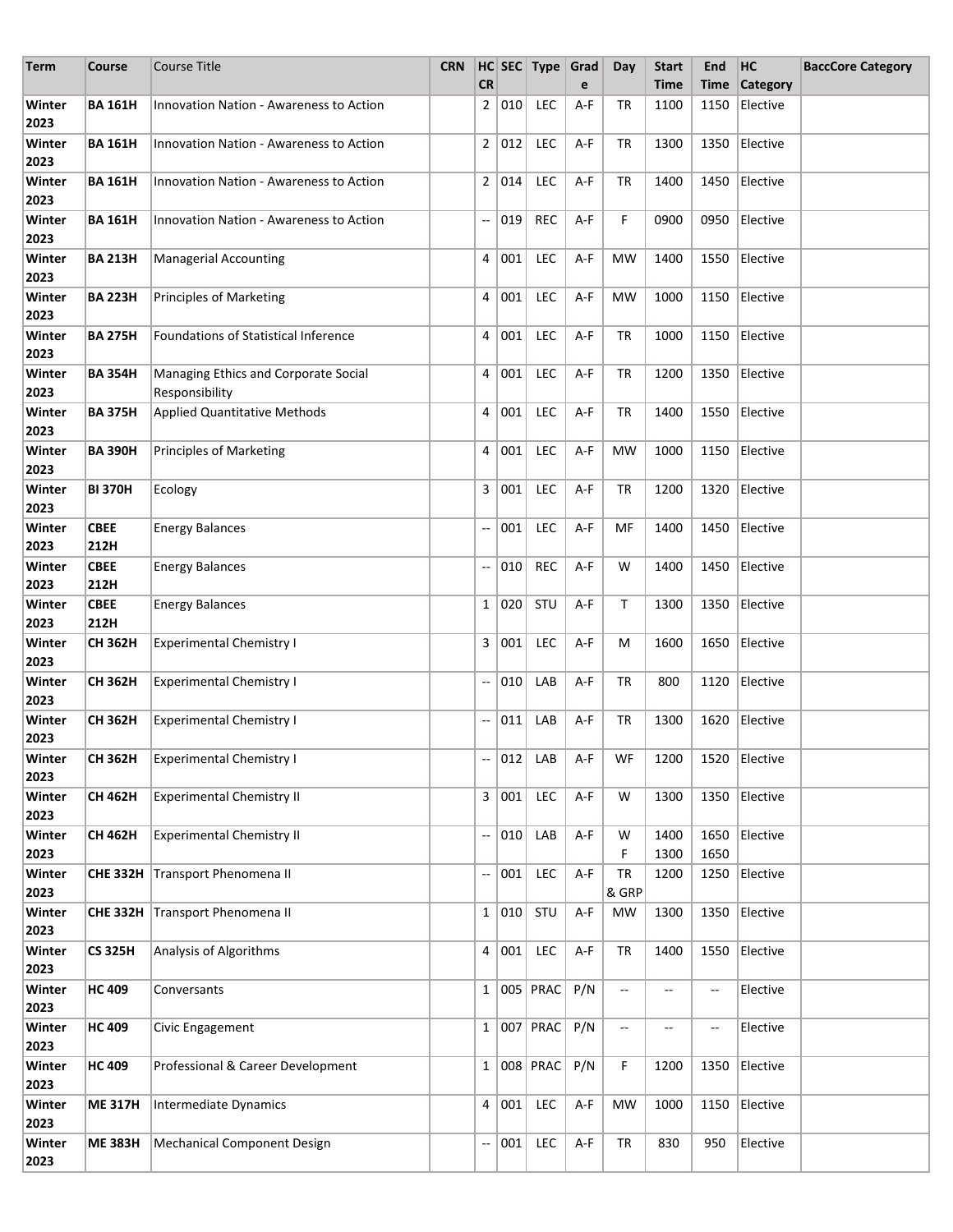| Term | Course | Course Title | CRN | HC CR | SEC | Type | Grade | Day | Start Time | End Time | HC Category | BaccCore Category |
|---|---|---|---|---|---|---|---|---|---|---|---|---|
| Winter 2023 | **BA 161H** | Innovation Nation - Awareness to Action | | 2 | 010 | LEC | A-F | TR | 1100 | 1150 | Elective | |
| Winter 2023 | **BA 161H** | Innovation Nation - Awareness to Action | | 2 | 012 | LEC | A-F | TR | 1300 | 1350 | Elective | |
| Winter 2023 | **BA 161H** | Innovation Nation - Awareness to Action | | 2 | 014 | LEC | A-F | TR | 1400 | 1450 | Elective | |
| Winter 2023 | **BA 161H** | Innovation Nation - Awareness to Action | | -- | 019 | REC | A-F | F | 0900 | 0950 | Elective | |
| Winter 2023 | **BA 213H** | Managerial Accounting | | 4 | 001 | LEC | A-F | MW | 1400 | 1550 | Elective | |
| Winter 2023 | **BA 223H** | Principles of Marketing | | 4 | 001 | LEC | A-F | MW | 1000 | 1150 | Elective | |
| Winter 2023 | **BA 275H** | Foundations of Statistical Inference | | 4 | 001 | LEC | A-F | TR | 1000 | 1150 | Elective | |
| Winter 2023 | **BA 354H** | Managing Ethics and Corporate Social Responsibility | | 4 | 001 | LEC | A-F | TR | 1200 | 1350 | Elective | |
| Winter 2023 | **BA 375H** | Applied Quantitative Methods | | 4 | 001 | LEC | A-F | TR | 1400 | 1550 | Elective | |
| Winter 2023 | **BA 390H** | Principles of Marketing | | 4 | 001 | LEC | A-F | MW | 1000 | 1150 | Elective | |
| Winter 2023 | **BI 370H** | Ecology | | 3 | 001 | LEC | A-F | TR | 1200 | 1320 | Elective | |
| Winter 2023 | **CBEE 212H** | Energy Balances | | -- | 001 | LEC | A-F | MF | 1400 | 1450 | Elective | |
| Winter 2023 | **CBEE 212H** | Energy Balances | | -- | 010 | REC | A-F | W | 1400 | 1450 | Elective | |
| Winter 2023 | **CBEE 212H** | Energy Balances | | 1 | 020 | STU | A-F | T | 1300 | 1350 | Elective | |
| Winter 2023 | **CH 362H** | Experimental Chemistry I | | 3 | 001 | LEC | A-F | M | 1600 | 1650 | Elective | |
| Winter 2023 | **CH 362H** | Experimental Chemistry I | | -- | 010 | LAB | A-F | TR | 800 | 1120 | Elective | |
| Winter 2023 | **CH 362H** | Experimental Chemistry I | | -- | 011 | LAB | A-F | TR | 1300 | 1620 | Elective | |
| Winter 2023 | **CH 362H** | Experimental Chemistry I | | -- | 012 | LAB | A-F | WF | 1200 | 1520 | Elective | |
| Winter 2023 | **CH 462H** | Experimental Chemistry II | | 3 | 001 | LEC | A-F | W | 1300 | 1350 | Elective | |
| Winter 2023 | **CH 462H** | Experimental Chemistry II | | -- | 010 | LAB | A-F | W F | 1400 1300 | 1650 1650 | Elective | |
| Winter 2023 | **CHE 332H** | Transport Phenomena II | | -- | 001 | LEC | A-F | TR & GRP | 1200 | 1250 | Elective | |
| Winter 2023 | **CHE 332H** | Transport Phenomena II | | 1 | 010 | STU | A-F | MW | 1300 | 1350 | Elective | |
| Winter 2023 | **CS 325H** | Analysis of Algorithms | | 4 | 001 | LEC | A-F | TR | 1400 | 1550 | Elective | |
| Winter 2023 | **HC 409** | Conversants | | 1 | 005 | PRAC | P/N | -- | -- | -- | Elective | |
| Winter 2023 | **HC 409** | Civic Engagement | | 1 | 007 | PRAC | P/N | -- | -- | -- | Elective | |
| Winter 2023 | **HC 409** | Professional & Career Development | | 1 | 008 | PRAC | P/N | F | 1200 | 1350 | Elective | |
| Winter 2023 | **ME 317H** | Intermediate Dynamics | | 4 | 001 | LEC | A-F | MW | 1000 | 1150 | Elective | |
| Winter 2023 | **ME 383H** | Mechanical Component Design | | -- | 001 | LEC | A-F | TR | 830 | 950 | Elective | |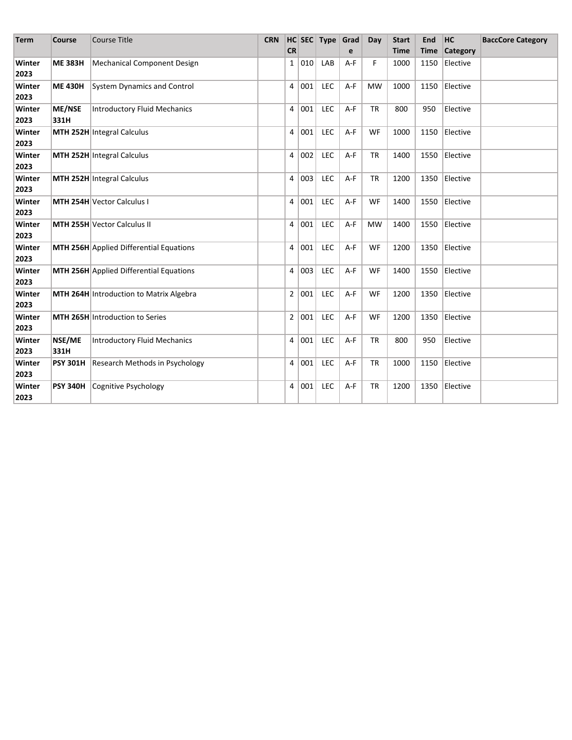| Term | Course | Course Title | CRN | HC CR | SEC | Type | Grade | Day | Start Time | End Time | HC Category | BaccCore Category |
|---|---|---|---|---|---|---|---|---|---|---|---|---|
| **Winter 2023** | **ME 383H** | Mechanical Component Design | | 1 | 010 | LAB | A-F | F | 1000 | 1150 | Elective | |
| **Winter 2023** | **ME 430H** | System Dynamics and Control | | 4 | 001 | LEC | A-F | MW | 1000 | 1150 | Elective | |
| **Winter 2023** | **ME/NSE 331H** | Introductory Fluid Mechanics | | 4 | 001 | LEC | A-F | TR | 800 | 950 | Elective | |
| **Winter 2023** | **MTH 252H** | Integral Calculus | | 4 | 001 | LEC | A-F | WF | 1000 | 1150 | Elective | |
| **Winter 2023** | **MTH 252H** | Integral Calculus | | 4 | 002 | LEC | A-F | TR | 1400 | 1550 | Elective | |
| **Winter 2023** | **MTH 252H** | Integral Calculus | | 4 | 003 | LEC | A-F | TR | 1200 | 1350 | Elective | |
| **Winter 2023** | **MTH 254H** | Vector Calculus I | | 4 | 001 | LEC | A-F | WF | 1400 | 1550 | Elective | |
| **Winter 2023** | **MTH 255H** | Vector Calculus II | | 4 | 001 | LEC | A-F | MW | 1400 | 1550 | Elective | |
| **Winter 2023** | **MTH 256H** | Applied Differential Equations | | 4 | 001 | LEC | A-F | WF | 1200 | 1350 | Elective | |
| **Winter 2023** | **MTH 256H** | Applied Differential Equations | | 4 | 003 | LEC | A-F | WF | 1400 | 1550 | Elective | |
| **Winter 2023** | **MTH 264H** | Introduction to Matrix Algebra | | 2 | 001 | LEC | A-F | WF | 1200 | 1350 | Elective | |
| **Winter 2023** | **MTH 265H** | Introduction to Series | | 2 | 001 | LEC | A-F | WF | 1200 | 1350 | Elective | |
| **Winter 2023** | **NSE/ME 331H** | Introductory Fluid Mechanics | | 4 | 001 | LEC | A-F | TR | 800 | 950 | Elective | |
| **Winter 2023** | **PSY 301H** | Research Methods in Psychology | | 4 | 001 | LEC | A-F | TR | 1000 | 1150 | Elective | |
| **Winter 2023** | **PSY 340H** | Cognitive Psychology | | 4 | 001 | LEC | A-F | TR | 1200 | 1350 | Elective | |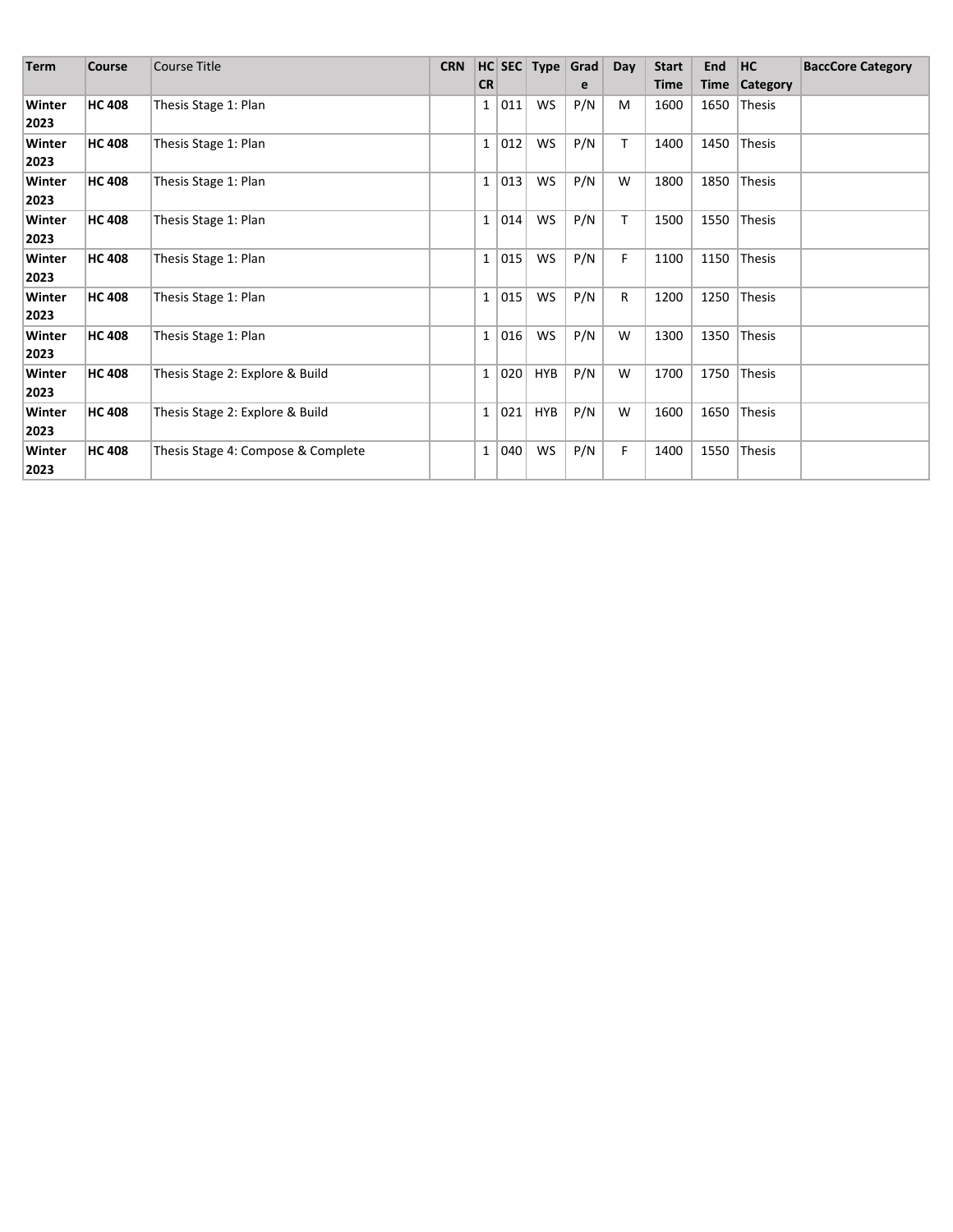| Term | Course | Course Title | CRN | HC CR | SEC | Type | Grade | Day | Start Time | End Time | HC Category | BaccCore Category |
|---|---|---|---|---|---|---|---|---|---|---|---|---|
| **Winter 2023** | **HC 408** | Thesis Stage 1: Plan | | 1 | 011 | WS | P/N | M | 1600 | 1650 | Thesis | |
| **Winter 2023** | **HC 408** | Thesis Stage 1: Plan | | 1 | 012 | WS | P/N | T | 1400 | 1450 | Thesis | |
| **Winter 2023** | **HC 408** | Thesis Stage 1: Plan | | 1 | 013 | WS | P/N | W | 1800 | 1850 | Thesis | |
| **Winter 2023** | **HC 408** | Thesis Stage 1: Plan | | 1 | 014 | WS | P/N | T | 1500 | 1550 | Thesis | |
| **Winter 2023** | **HC 408** | Thesis Stage 1: Plan | | 1 | 015 | WS | P/N | F | 1100 | 1150 | Thesis | |
| **Winter 2023** | **HC 408** | Thesis Stage 1: Plan | | 1 | 015 | WS | P/N | R | 1200 | 1250 | Thesis | |
| **Winter 2023** | **HC 408** | Thesis Stage 1: Plan | | 1 | 016 | WS | P/N | W | 1300 | 1350 | Thesis | |
| **Winter 2023** | **HC 408** | Thesis Stage 2: Explore & Build | | 1 | 020 | HYB | P/N | W | 1700 | 1750 | Thesis | |
| **Winter 2023** | **HC 408** | Thesis Stage 2: Explore & Build | | 1 | 021 | HYB | P/N | W | 1600 | 1650 | Thesis | |
| **Winter 2023** | **HC 408** | Thesis Stage 4: Compose & Complete | | 1 | 040 | WS | P/N | F | 1400 | 1550 | Thesis | |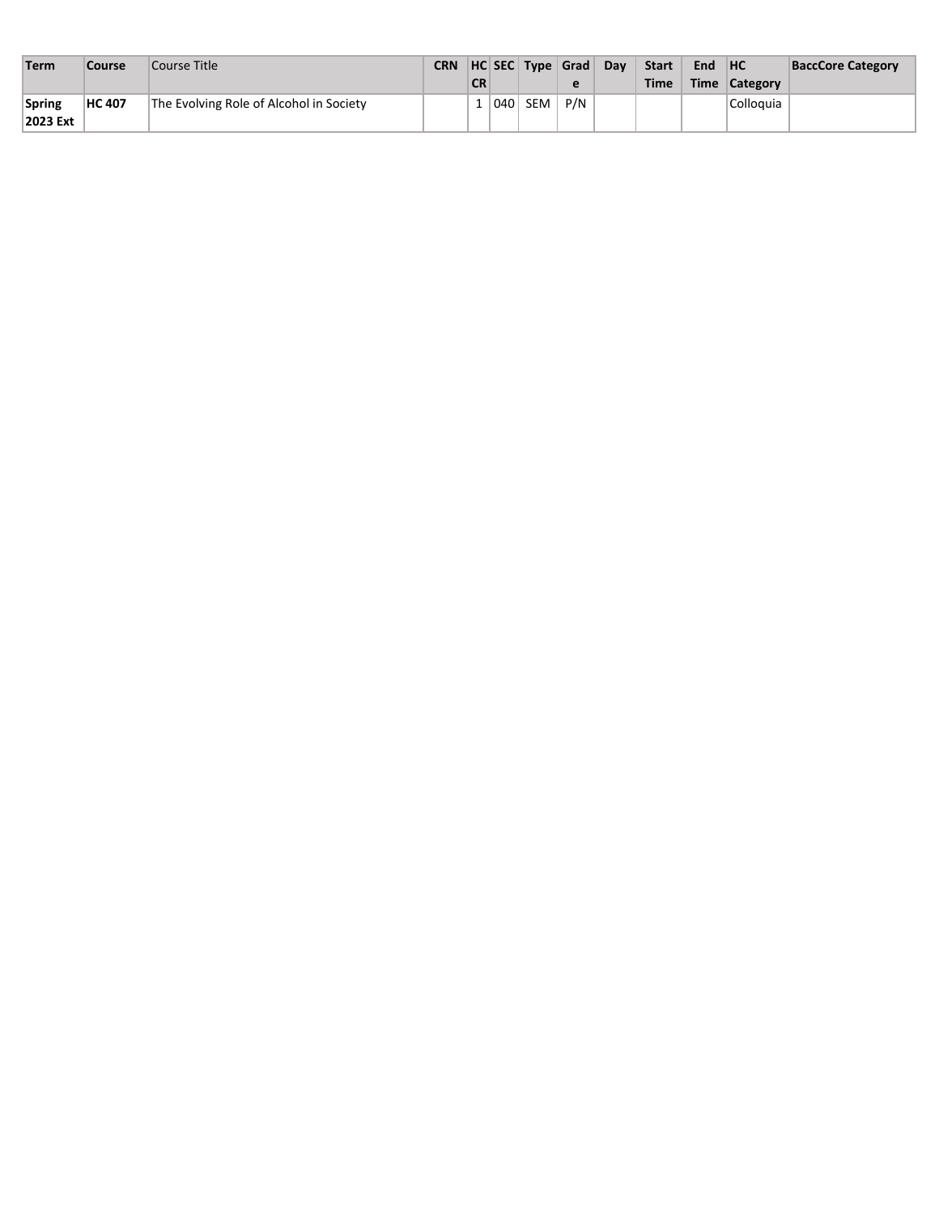| Term | Course | Course Title | CRN | HC CR | SEC | Type | Grade | Day | Start Time | End Time | HC Category | BaccCore Category |
|---|---|---|---|---|---|---|---|---|---|---|---|---|
| **Spring 2023 Ext** | **HC 407** | The Evolving Role of Alcohol in Society | | 1 | 040 | SEM | P/N | | | | Colloquia | |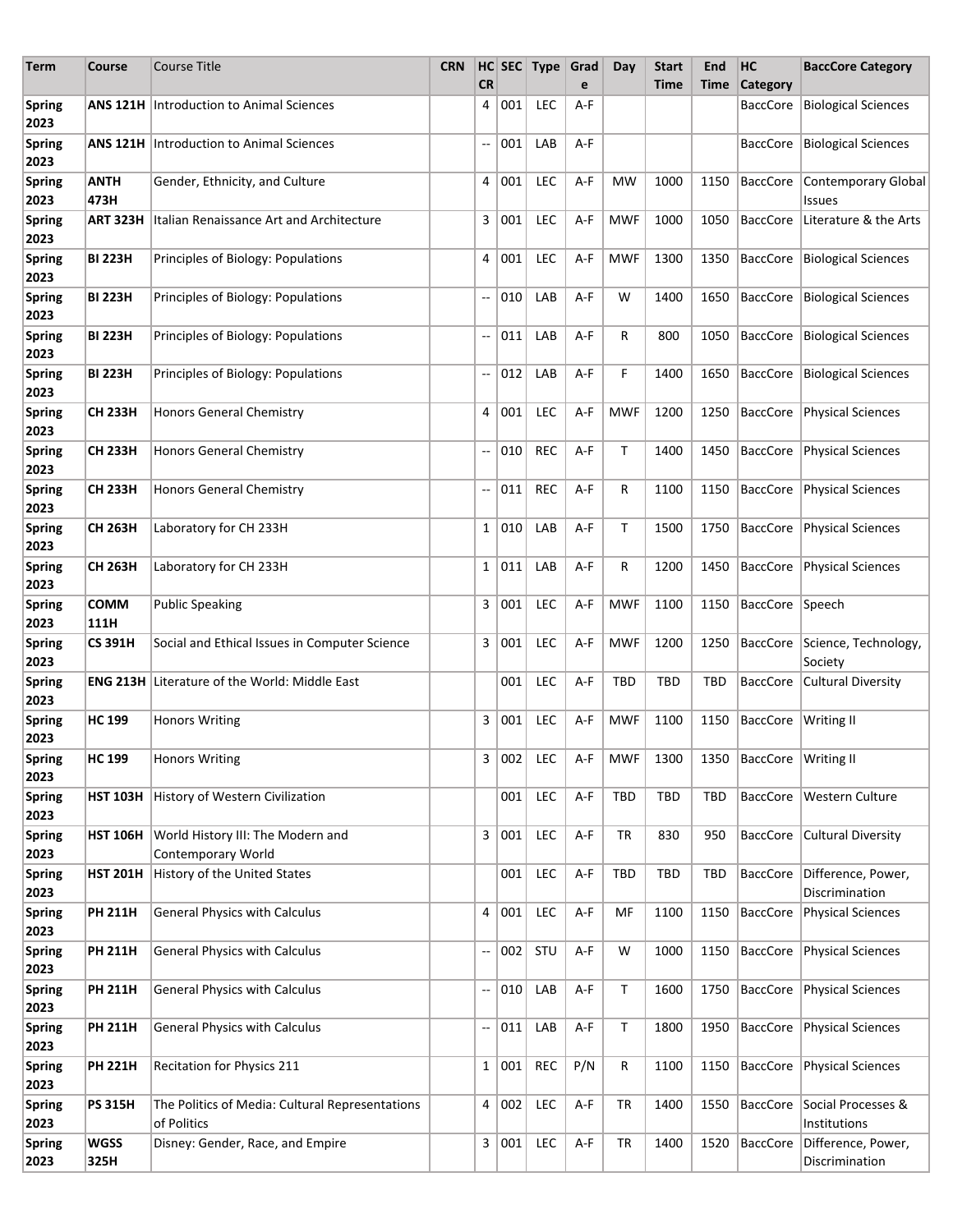| Term | Course | Course Title | CRN | HC CR | SEC | Type | Grade | Day | Start Time | End Time | HC Category | BaccCore Category |
|---|---|---|---|---|---|---|---|---|---|---|---|---|
| **Spring 2023** | **ANS 121H** | Introduction to Animal Sciences | | 4 | 001 | LEC | A-F | | | | BaccCore | Biological Sciences |
| **Spring 2023** | **ANS 121H** | Introduction to Animal Sciences | | -- | 001 | LAB | A-F | | | | BaccCore | Biological Sciences |
| **Spring 2023** | **ANTH 473H** | Gender, Ethnicity, and Culture | | 4 | 001 | LEC | A-F | MW | 1000 | 1150 | BaccCore | Contemporary Global Issues |
| **Spring 2023** | **ART 323H** | Italian Renaissance Art and Architecture | | 3 | 001 | LEC | A-F | MWF | 1000 | 1050 | BaccCore | Literature & the Arts |
| **Spring 2023** | **BI 223H** | Principles of Biology: Populations | | 4 | 001 | LEC | A-F | MWF | 1300 | 1350 | BaccCore | Biological Sciences |
| **Spring 2023** | **BI 223H** | Principles of Biology: Populations | | -- | 010 | LAB | A-F | W | 1400 | 1650 | BaccCore | Biological Sciences |
| **Spring 2023** | **BI 223H** | Principles of Biology: Populations | | -- | 011 | LAB | A-F | R | 800 | 1050 | BaccCore | Biological Sciences |
| **Spring 2023** | **BI 223H** | Principles of Biology: Populations | | -- | 012 | LAB | A-F | F | 1400 | 1650 | BaccCore | Biological Sciences |
| **Spring 2023** | **CH 233H** | Honors General Chemistry | | 4 | 001 | LEC | A-F | MWF | 1200 | 1250 | BaccCore | Physical Sciences |
| **Spring 2023** | **CH 233H** | Honors General Chemistry | | -- | 010 | REC | A-F | T | 1400 | 1450 | BaccCore | Physical Sciences |
| **Spring 2023** | **CH 233H** | Honors General Chemistry | | -- | 011 | REC | A-F | R | 1100 | 1150 | BaccCore | Physical Sciences |
| **Spring 2023** | **CH 263H** | Laboratory for CH 233H | | 1 | 010 | LAB | A-F | T | 1500 | 1750 | BaccCore | Physical Sciences |
| **Spring 2023** | **CH 263H** | Laboratory for CH 233H | | 1 | 011 | LAB | A-F | R | 1200 | 1450 | BaccCore | Physical Sciences |
| **Spring 2023** | **COMM 111H** | Public Speaking | | 3 | 001 | LEC | A-F | MWF | 1100 | 1150 | BaccCore | Speech |
| **Spring 2023** | **CS 391H** | Social and Ethical Issues in Computer Science | | 3 | 001 | LEC | A-F | MWF | 1200 | 1250 | BaccCore | Science, Technology, Society |
| **Spring 2023** | **ENG 213H** | Literature of the World: Middle East | | | 001 | LEC | A-F | TBD | TBD | TBD | BaccCore | Cultural Diversity |
| **Spring 2023** | **HC 199** | Honors Writing | | 3 | 001 | LEC | A-F | MWF | 1100 | 1150 | BaccCore | Writing II |
| **Spring 2023** | **HC 199** | Honors Writing | | 3 | 002 | LEC | A-F | MWF | 1300 | 1350 | BaccCore | Writing II |
| **Spring 2023** | **HST 103H** | History of Western Civilization | | | 001 | LEC | A-F | TBD | TBD | TBD | BaccCore | Western Culture |
| **Spring 2023** | **HST 106H** | World History III: The Modern and Contemporary World | | 3 | 001 | LEC | A-F | TR | 830 | 950 | BaccCore | Cultural Diversity |
| **Spring 2023** | **HST 201H** | History of the United States | | | 001 | LEC | A-F | TBD | TBD | TBD | BaccCore | Difference, Power, Discrimination |
| **Spring 2023** | **PH 211H** | General Physics with Calculus | | 4 | 001 | LEC | A-F | MF | 1100 | 1150 | BaccCore | Physical Sciences |
| **Spring 2023** | **PH 211H** | General Physics with Calculus | | -- | 002 | STU | A-F | W | 1000 | 1150 | BaccCore | Physical Sciences |
| **Spring 2023** | **PH 211H** | General Physics with Calculus | | -- | 010 | LAB | A-F | T | 1600 | 1750 | BaccCore | Physical Sciences |
| **Spring 2023** | **PH 211H** | General Physics with Calculus | | -- | 011 | LAB | A-F | T | 1800 | 1950 | BaccCore | Physical Sciences |
| **Spring 2023** | **PH 221H** | Recitation for Physics 211 | | 1 | 001 | REC | P/N | R | 1100 | 1150 | BaccCore | Physical Sciences |
| **Spring 2023** | **PS 315H** | The Politics of Media: Cultural Representations of Politics | | 4 | 002 | LEC | A-F | TR | 1400 | 1550 | BaccCore | Social Processes & Institutions |
| **Spring 2023** | **WGSS 325H** | Disney: Gender, Race, and Empire | | 3 | 001 | LEC | A-F | TR | 1400 | 1520 | BaccCore | Difference, Power, Discrimination |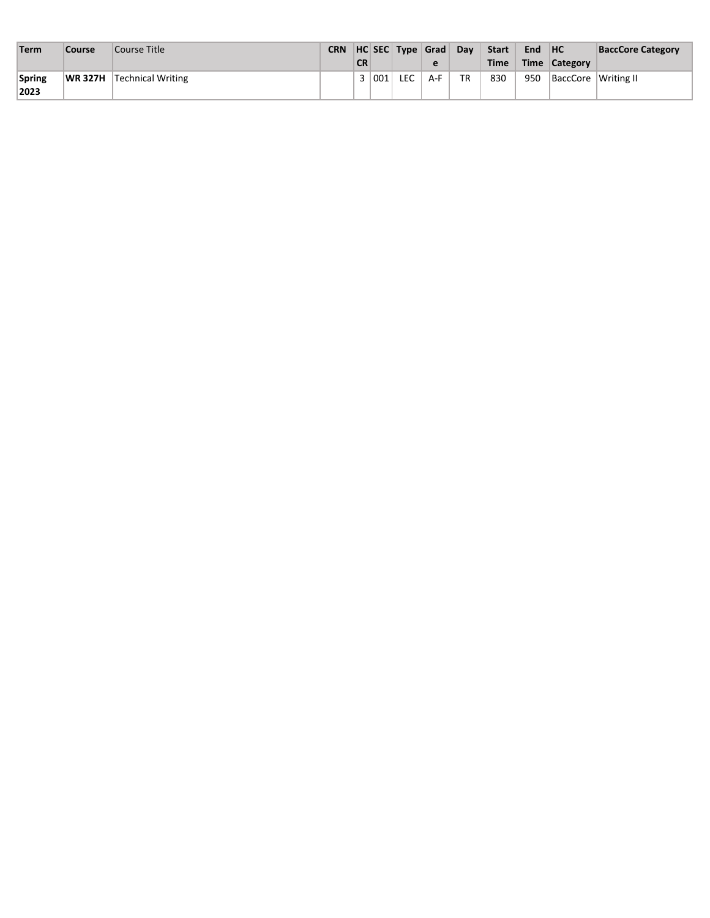| Term | Course | Course Title | CRN | HC CR | SEC | Type | Grade | Day | Start Time | End Time | HC Category | BaccCore Category |
|---|---|---|---|---|---|---|---|---|---|---|---|---|
| **Spring 2023** | **WR 327H** | Technical Writing | | 3 | 001 | LEC | A-F | TR | 830 | 950 | BaccCore | Writing II |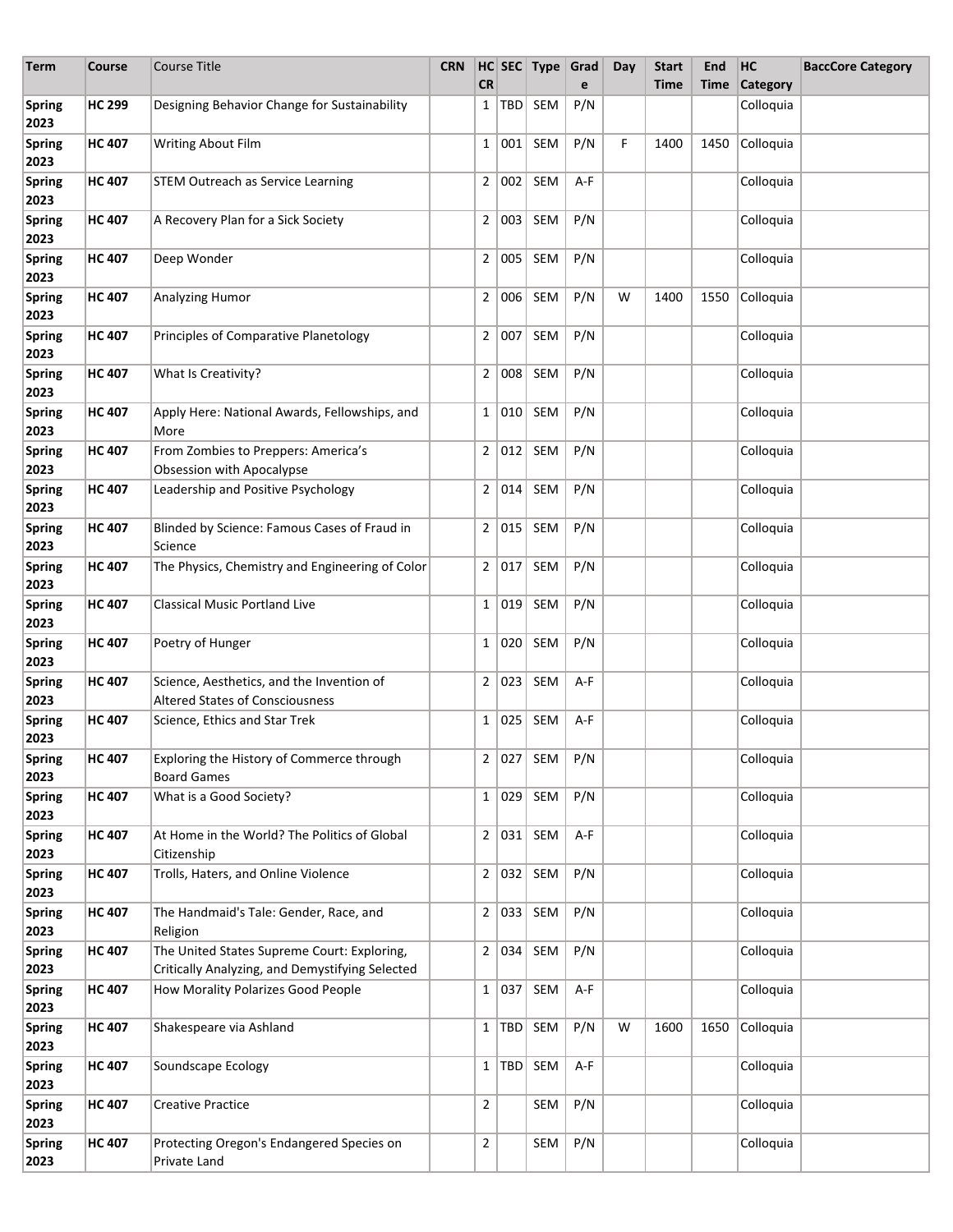| Term | Course | Course Title | CRN | HC CR | SEC | Type | Grade | Day | Start Time | End Time | HC Category | BaccCore Category |
|---|---|---|---|---|---|---|---|---|---|---|---|---|
| Spring 2023 | HC 299 | Designing Behavior Change for Sustainability | | 1 | TBD | SEM | P/N | | | | Colloquia | |
| Spring 2023 | HC 407 | Writing About Film | | 1 | 001 | SEM | P/N | F | 1400 | 1450 | Colloquia | |
| Spring 2023 | HC 407 | STEM Outreach as Service Learning | | 2 | 002 | SEM | A-F | | | | Colloquia | |
| Spring 2023 | HC 407 | A Recovery Plan for a Sick Society | | 2 | 003 | SEM | P/N | | | | Colloquia | |
| Spring 2023 | HC 407 | Deep Wonder | | 2 | 005 | SEM | P/N | | | | Colloquia | |
| Spring 2023 | HC 407 | Analyzing Humor | | 2 | 006 | SEM | P/N | W | 1400 | 1550 | Colloquia | |
| Spring 2023 | HC 407 | Principles of Comparative Planetology | | 2 | 007 | SEM | P/N | | | | Colloquia | |
| Spring 2023 | HC 407 | What Is Creativity? | | 2 | 008 | SEM | P/N | | | | Colloquia | |
| Spring 2023 | HC 407 | Apply Here: National Awards, Fellowships, and More | | 1 | 010 | SEM | P/N | | | | Colloquia | |
| Spring 2023 | HC 407 | From Zombies to Preppers: America's Obsession with Apocalypse | | 2 | 012 | SEM | P/N | | | | Colloquia | |
| Spring 2023 | HC 407 | Leadership and Positive Psychology | | 2 | 014 | SEM | P/N | | | | Colloquia | |
| Spring 2023 | HC 407 | Blinded by Science: Famous Cases of Fraud in Science | | 2 | 015 | SEM | P/N | | | | Colloquia | |
| Spring 2023 | HC 407 | The Physics, Chemistry and Engineering of Color | | 2 | 017 | SEM | P/N | | | | Colloquia | |
| Spring 2023 | HC 407 | Classical Music Portland Live | | 1 | 019 | SEM | P/N | | | | Colloquia | |
| Spring 2023 | HC 407 | Poetry of Hunger | | 1 | 020 | SEM | P/N | | | | Colloquia | |
| Spring 2023 | HC 407 | Science, Aesthetics, and the Invention of Altered States of Consciousness | | 2 | 023 | SEM | A-F | | | | Colloquia | |
| Spring 2023 | HC 407 | Science, Ethics and Star Trek | | 1 | 025 | SEM | A-F | | | | Colloquia | |
| Spring 2023 | HC 407 | Exploring the History of Commerce through Board Games | | 2 | 027 | SEM | P/N | | | | Colloquia | |
| Spring 2023 | HC 407 | What is a Good Society? | | 1 | 029 | SEM | P/N | | | | Colloquia | |
| Spring 2023 | HC 407 | At Home in the World? The Politics of Global Citizenship | | 2 | 031 | SEM | A-F | | | | Colloquia | |
| Spring 2023 | HC 407 | Trolls, Haters, and Online Violence | | 2 | 032 | SEM | P/N | | | | Colloquia | |
| Spring 2023 | HC 407 | The Handmaid's Tale: Gender, Race, and Religion | | 2 | 033 | SEM | P/N | | | | Colloquia | |
| Spring 2023 | HC 407 | The United States Supreme Court: Exploring, Critically Analyzing, and Demystifying Selected | | 2 | 034 | SEM | P/N | | | | Colloquia | |
| Spring 2023 | HC 407 | How Morality Polarizes Good People | | 1 | 037 | SEM | A-F | | | | Colloquia | |
| Spring 2023 | HC 407 | Shakespeare via Ashland | | 1 | TBD | SEM | P/N | W | 1600 | 1650 | Colloquia | |
| Spring 2023 | HC 407 | Soundscape Ecology | | 1 | TBD | SEM | A-F | | | | Colloquia | |
| Spring 2023 | HC 407 | Creative Practice | | 2 | | SEM | P/N | | | | Colloquia | |
| Spring 2023 | HC 407 | Protecting Oregon's Endangered Species on Private Land | | 2 | | SEM | P/N | | | | Colloquia | |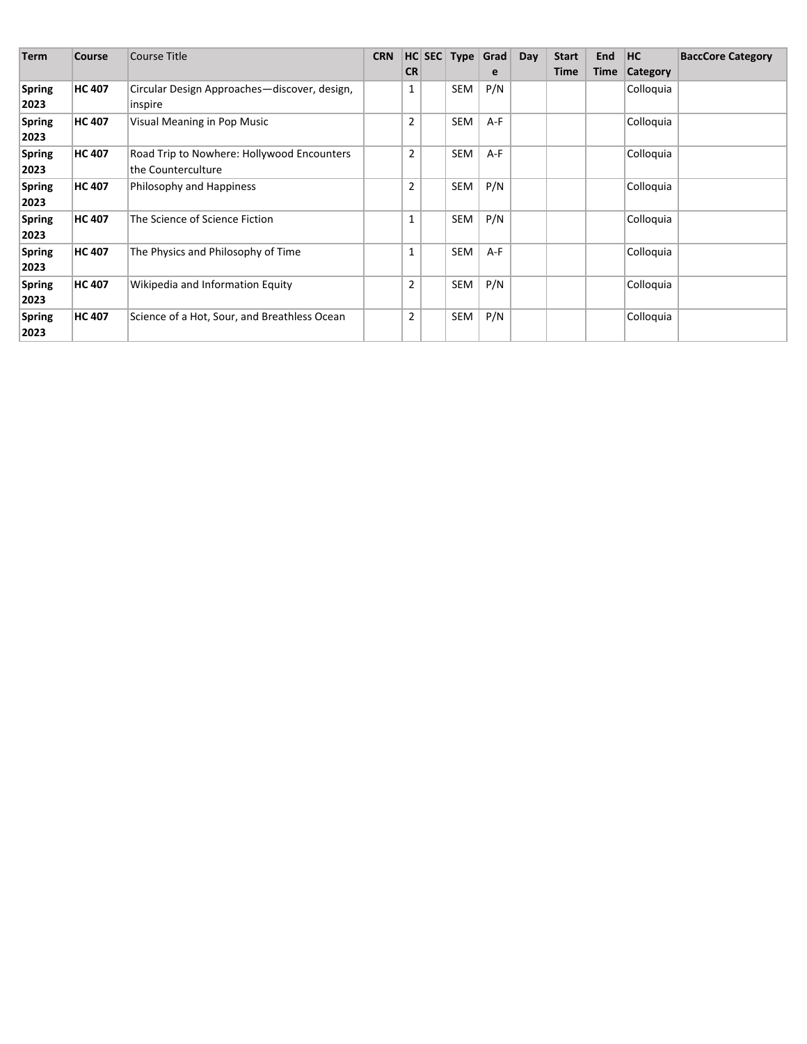| Term | Course | Course Title | CRN | HC CR | SEC | Type | Grade | Day | Start Time | End Time | HC Category | BaccCore Category |
|---|---|---|---|---|---|---|---|---|---|---|---|---|
| **Spring 2023** | **HC 407** | Circular Design Approaches—discover, design, inspire | | 1 | | SEM | P/N | | | | Colloquia | |
| **Spring 2023** | **HC 407** | Visual Meaning in Pop Music | | 2 | | SEM | A-F | | | | Colloquia | |
| **Spring 2023** | **HC 407** | Road Trip to Nowhere: Hollywood Encounters the Counterculture | | 2 | | SEM | A-F | | | | Colloquia | |
| **Spring 2023** | **HC 407** | Philosophy and Happiness | | 2 | | SEM | P/N | | | | Colloquia | |
| **Spring 2023** | **HC 407** | The Science of Science Fiction | | 1 | | SEM | P/N | | | | Colloquia | |
| **Spring 2023** | **HC 407** | The Physics and Philosophy of Time | | 1 | | SEM | A-F | | | | Colloquia | |
| **Spring 2023** | **HC 407** | Wikipedia and Information Equity | | 2 | | SEM | P/N | | | | Colloquia | |
| **Spring 2023** | **HC 407** | Science of a Hot, Sour, and Breathless Ocean | | 2 | | SEM | P/N | | | | Colloquia | |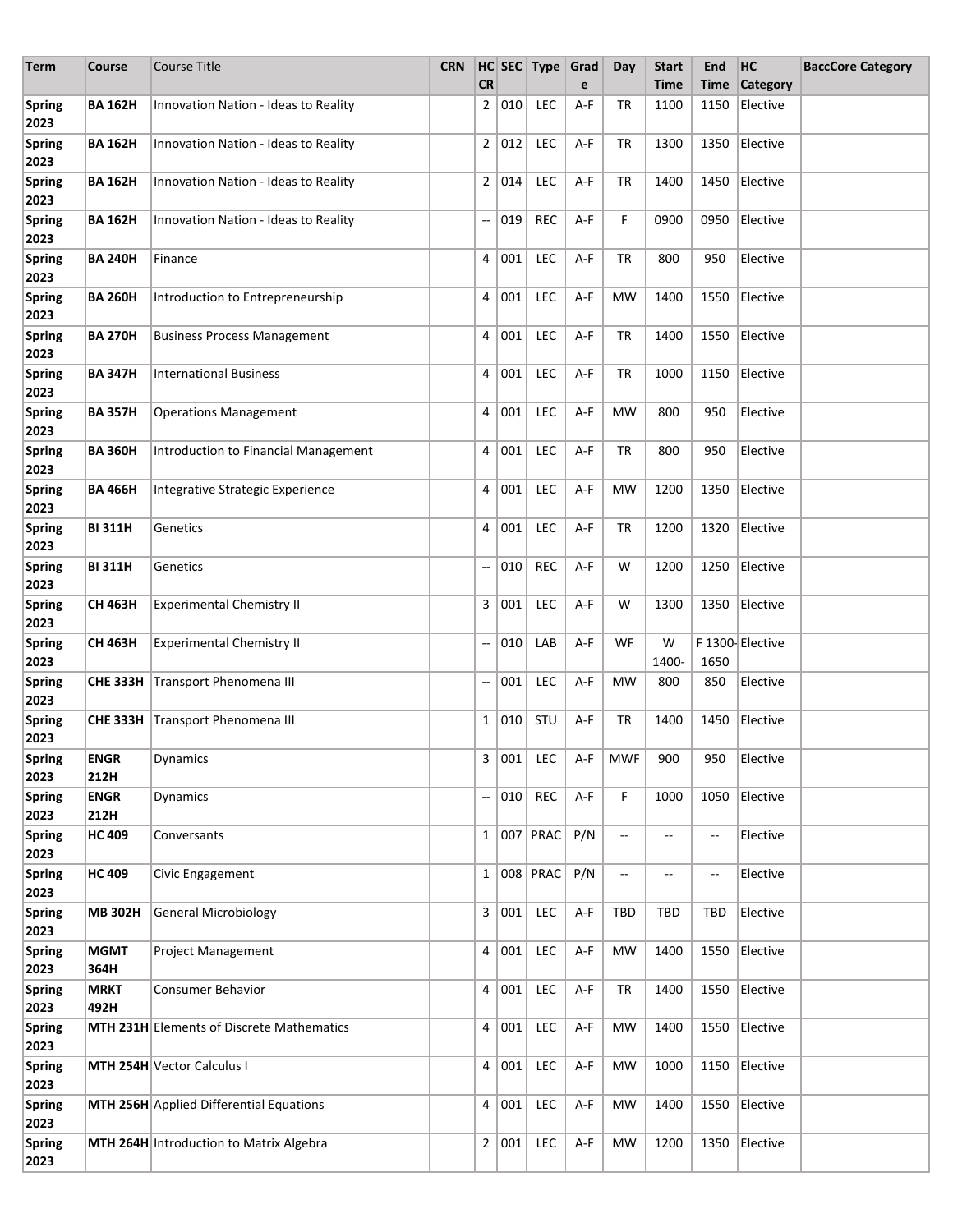| Term | Course | Course Title | CRN | HC CR | SEC | Type | Grade | Day | Start Time | End Time | HC Category | BaccCore Category |
|---|---|---|---|---|---|---|---|---|---|---|---|---|
| Spring 2023 | **BA 162H** | Innovation Nation - Ideas to Reality | | 2 | 010 | LEC | A-F | TR | 1100 | 1150 | Elective | |
| Spring 2023 | **BA 162H** | Innovation Nation - Ideas to Reality | | 2 | 012 | LEC | A-F | TR | 1300 | 1350 | Elective | |
| Spring 2023 | **BA 162H** | Innovation Nation - Ideas to Reality | | 2 | 014 | LEC | A-F | TR | 1400 | 1450 | Elective | |
| Spring 2023 | **BA 162H** | Innovation Nation - Ideas to Reality | | -- | 019 | REC | A-F | F | 0900 | 0950 | Elective | |
| Spring 2023 | **BA 240H** | Finance | | 4 | 001 | LEC | A-F | TR | 800 | 950 | Elective | |
| Spring 2023 | **BA 260H** | Introduction to Entrepreneurship | | 4 | 001 | LEC | A-F | MW | 1400 | 1550 | Elective | |
| Spring 2023 | **BA 270H** | Business Process Management | | 4 | 001 | LEC | A-F | TR | 1400 | 1550 | Elective | |
| Spring 2023 | **BA 347H** | International Business | | 4 | 001 | LEC | A-F | TR | 1000 | 1150 | Elective | |
| Spring 2023 | **BA 357H** | Operations Management | | 4 | 001 | LEC | A-F | MW | 800 | 950 | Elective | |
| Spring 2023 | **BA 360H** | Introduction to Financial Management | | 4 | 001 | LEC | A-F | TR | 800 | 950 | Elective | |
| Spring 2023 | **BA 466H** | Integrative Strategic Experience | | 4 | 001 | LEC | A-F | MW | 1200 | 1350 | Elective | |
| Spring 2023 | **BI 311H** | Genetics | | 4 | 001 | LEC | A-F | TR | 1200 | 1320 | Elective | |
| Spring 2023 | **BI 311H** | Genetics | | -- | 010 | REC | A-F | W | 1200 | 1250 | Elective | |
| Spring 2023 | **CH 463H** | Experimental Chemistry II | | 3 | 001 | LEC | A-F | W | 1300 | 1350 | Elective | |
| Spring 2023 | **CH 463H** | Experimental Chemistry II | | -- | 010 | LAB | A-F | WF | W 1400- | F 1300-1650 | Elective | |
| Spring 2023 | **CHE 333H** | Transport Phenomena III | | -- | 001 | LEC | A-F | MW | 800 | 850 | Elective | |
| Spring 2023 | **CHE 333H** | Transport Phenomena III | | 1 | 010 | STU | A-F | TR | 1400 | 1450 | Elective | |
| Spring 2023 | **ENGR 212H** | Dynamics | | 3 | 001 | LEC | A-F | MWF | 900 | 950 | Elective | |
| Spring 2023 | **ENGR 212H** | Dynamics | | -- | 010 | REC | A-F | F | 1000 | 1050 | Elective | |
| Spring 2023 | **HC 409** | Conversants | | 1 | 007 | PRAC | P/N | -- | -- | -- | Elective | |
| Spring 2023 | **HC 409** | Civic Engagement | | 1 | 008 | PRAC | P/N | -- | -- | -- | Elective | |
| Spring 2023 | **MB 302H** | General Microbiology | | 3 | 001 | LEC | A-F | TBD | TBD | TBD | Elective | |
| Spring 2023 | **MGMT 364H** | Project Management | | 4 | 001 | LEC | A-F | MW | 1400 | 1550 | Elective | |
| Spring 2023 | **MRKT 492H** | Consumer Behavior | | 4 | 001 | LEC | A-F | TR | 1400 | 1550 | Elective | |
| Spring 2023 | **MTH 231H** | Elements of Discrete Mathematics | | 4 | 001 | LEC | A-F | MW | 1400 | 1550 | Elective | |
| Spring 2023 | **MTH 254H** | Vector Calculus I | | 4 | 001 | LEC | A-F | MW | 1000 | 1150 | Elective | |
| Spring 2023 | **MTH 256H** | Applied Differential Equations | | 4 | 001 | LEC | A-F | MW | 1400 | 1550 | Elective | |
| Spring 2023 | **MTH 264H** | Introduction to Matrix Algebra | | 2 | 001 | LEC | A-F | MW | 1200 | 1350 | Elective | |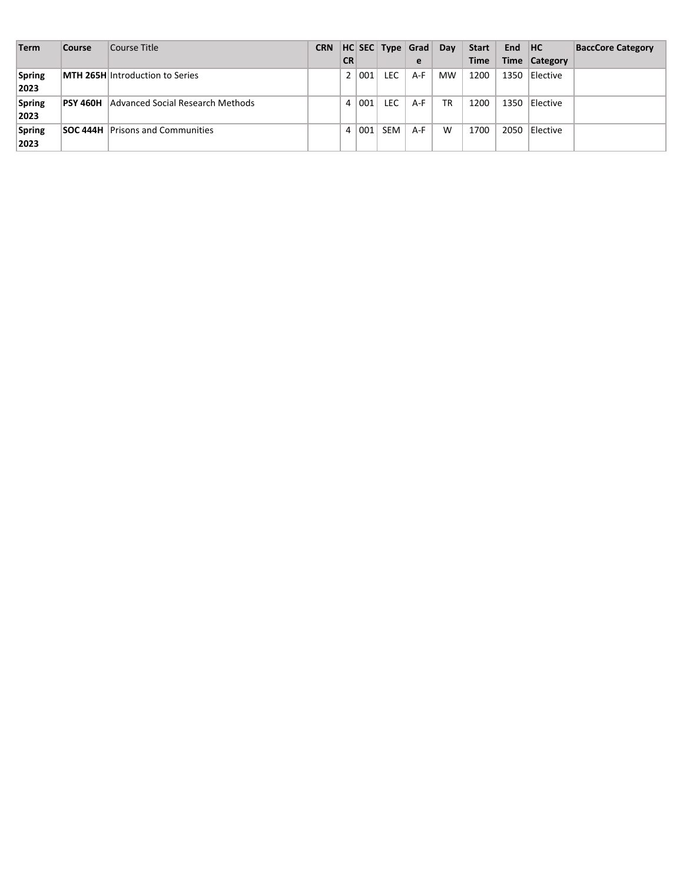| Term | Course | Course Title | CRN | HC CR | SEC | Type | Grade | Day | Start Time | End Time | HC Category | BaccCore Category |
|---|---|---|---|---|---|---|---|---|---|---|---|---|
| **Spring 2023** | **MTH 265H** | Introduction to Series | | 2 | 001 | LEC | A-F | MW | 1200 | 1350 | Elective | |
| **Spring 2023** | **PSY 460H** | Advanced Social Research Methods | | 4 | 001 | LEC | A-F | TR | 1200 | 1350 | Elective | |
| **Spring 2023** | **SOC 444H** | Prisons and Communities | | 4 | 001 | SEM | A-F | W | 1700 | 2050 | Elective | |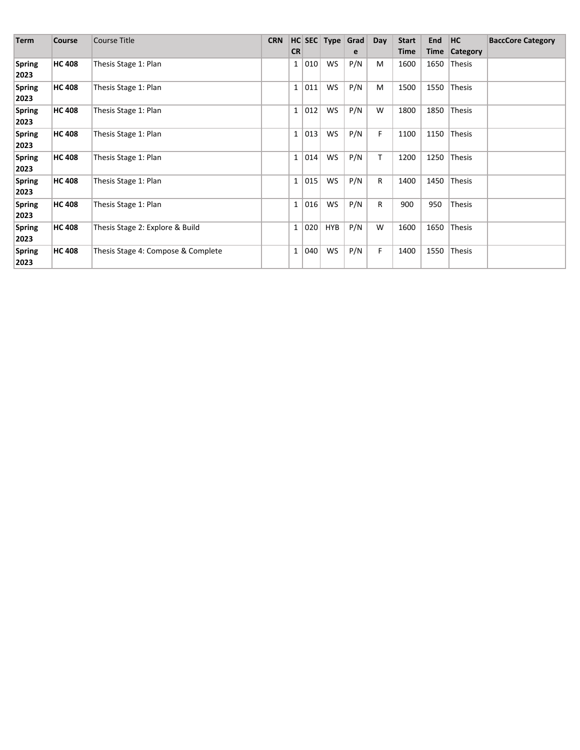| Term | Course | Course Title | CRN | HC CR | SEC | Type | Grade | Day | Start Time | End Time | HC Category | BaccCore Category |
|---|---|---|---|---|---|---|---|---|---|---|---|---|
| **Spring 2023** | **HC 408** | Thesis Stage 1: Plan | | 1 | 010 | WS | P/N | M | 1600 | 1650 | Thesis | |
| **Spring 2023** | **HC 408** | Thesis Stage 1: Plan | | 1 | 011 | WS | P/N | M | 1500 | 1550 | Thesis | |
| **Spring 2023** | **HC 408** | Thesis Stage 1: Plan | | 1 | 012 | WS | P/N | W | 1800 | 1850 | Thesis | |
| **Spring 2023** | **HC 408** | Thesis Stage 1: Plan | | 1 | 013 | WS | P/N | F | 1100 | 1150 | Thesis | |
| **Spring 2023** | **HC 408** | Thesis Stage 1: Plan | | 1 | 014 | WS | P/N | T | 1200 | 1250 | Thesis | |
| **Spring 2023** | **HC 408** | Thesis Stage 1: Plan | | 1 | 015 | WS | P/N | R | 1400 | 1450 | Thesis | |
| **Spring 2023** | **HC 408** | Thesis Stage 1: Plan | | 1 | 016 | WS | P/N | R | 900 | 950 | Thesis | |
| **Spring 2023** | **HC 408** | Thesis Stage 2: Explore & Build | | 1 | 020 | HYB | P/N | W | 1600 | 1650 | Thesis | |
| **Spring 2023** | **HC 408** | Thesis Stage 4: Compose & Complete | | 1 | 040 | WS | P/N | F | 1400 | 1550 | Thesis | |